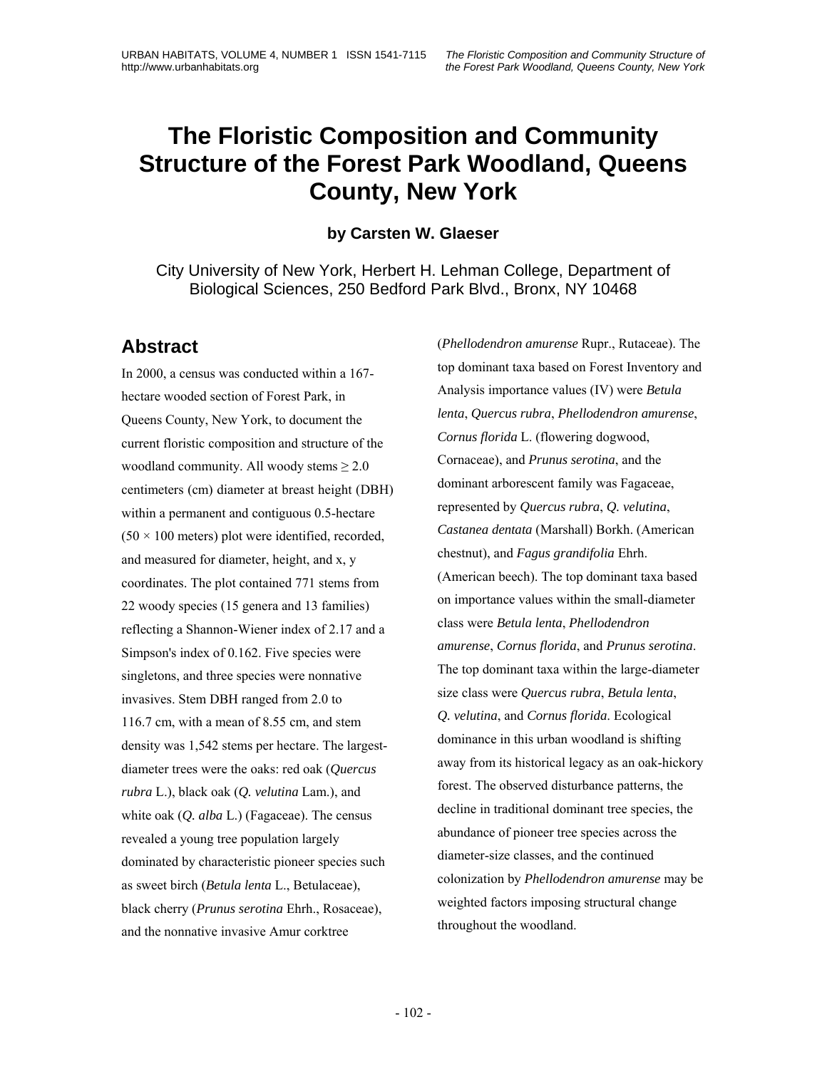# The Floristic Composition and Community Structure of the Forest Park Woodland, Queens County, New York

**by Carsten W. Glaeser**

City University of New York, Herbert H. Lehman College, Department of Biological Sciences, 250 Bedford Park Blvd., Bronx, NY 10468

## Abstract

In 2000, a census was conducted within a 167-hectare wooded section of Forest Park, in Queens County, New York, to document the current floristic composition and structure of the woodland community. All woody stems ≥ 2.0 centimeters (cm) diameter at breast height (DBH) within a permanent and contiguous 0.5-hectare (50 × 100 meters) plot were identified, recorded, and measured for diameter, height, and x, y coordinates. The plot contained 771 stems from 22 woody species (15 genera and 13 families) reflecting a Shannon-Wiener index of 2.17 and a Simpson's index of 0.162. Five species were singletons, and three species were nonnative invasives. Stem DBH ranged from 2.0 to 116.7 cm, with a mean of 8.55 cm, and stem density was 1,542 stems per hectare. The largest-diameter trees were the oaks: red oak (*Quercus rubra* L.), black oak (*Q. velutina* Lam.), and white oak (*Q. alba* L.) (Fagaceae). The census revealed a young tree population largely dominated by characteristic pioneer species such as sweet birch (*Betula lenta* L., Betulaceae), black cherry (*Prunus serotina* Ehrh., Rosaceae), and the nonnative invasive Amur corktree (*Phellodendron amurense* Rupr., Rutaceae). The top dominant taxa based on Forest Inventory and Analysis importance values (IV) were *Betula lenta*, *Quercus rubra*, *Phellodendron amurense*, *Cornus florida* L. (flowering dogwood, Cornaceae), and *Prunus serotina*, and the dominant arborescent family was Fagaceae, represented by *Quercus rubra*, *Q. velutina*, *Castanea dentata* (Marshall) Borkh. (American chestnut), and *Fagus grandifolia* Ehrh. (American beech). The top dominant taxa based on importance values within the small-diameter class were *Betula lenta*, *Phellodendron amurense*, *Cornus florida*, and *Prunus serotina*. The top dominant taxa within the large-diameter size class were *Quercus rubra*, *Betula lenta*, *Q. velutina*, and *Cornus florida*. Ecological dominance in this urban woodland is shifting away from its historical legacy as an oak-hickory forest. The observed disturbance patterns, the decline in traditional dominant tree species, the abundance of pioneer tree species across the diameter-size classes, and the continued colonization by *Phellodendron amurense* may be weighted factors imposing structural change throughout the woodland.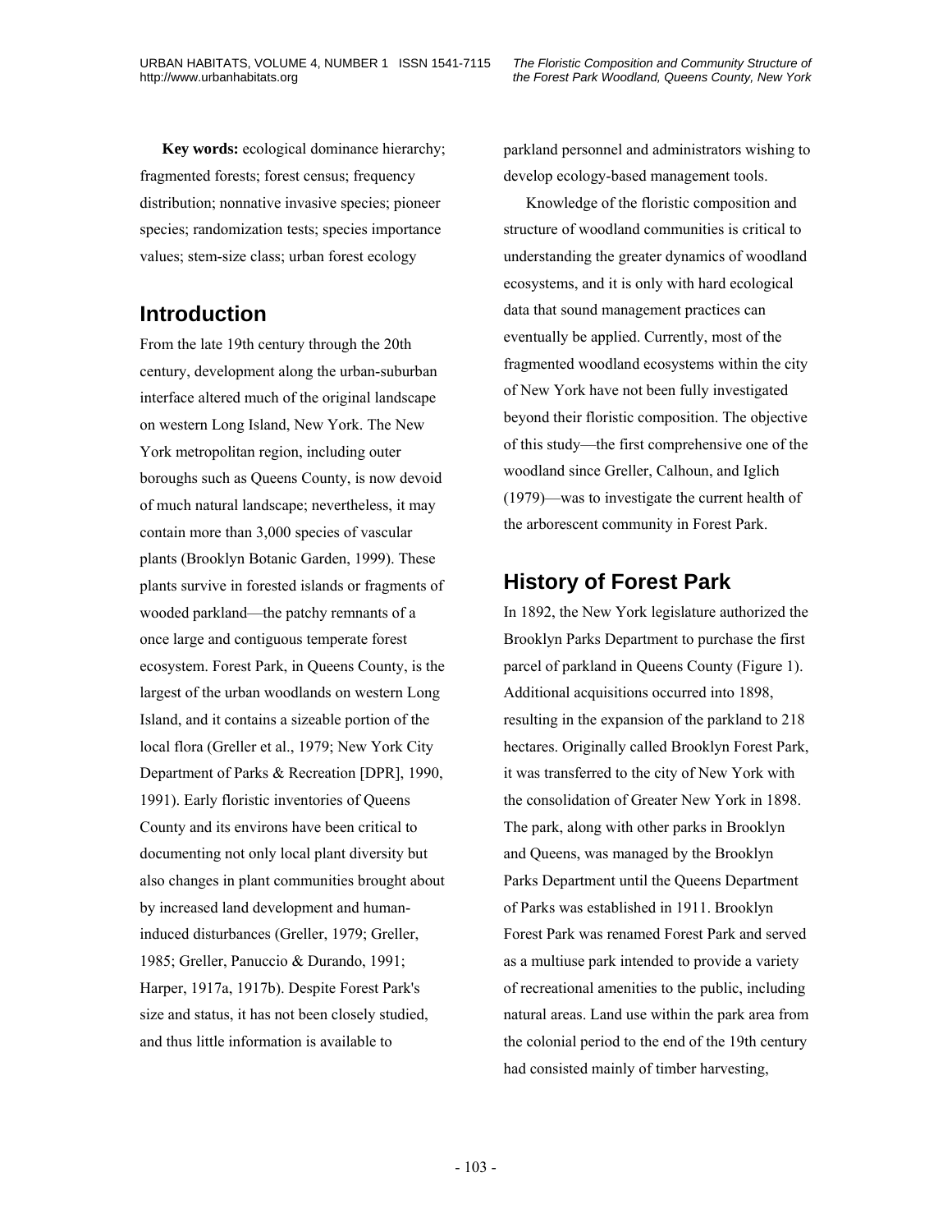**Key words:** ecological dominance hierarchy; fragmented forests; forest census; frequency distribution; nonnative invasive species; pioneer species; randomization tests; species importance values; stem-size class; urban forest ecology

## Introduction

From the late 19th century through the 20th century, development along the urban-suburban interface altered much of the original landscape on western Long Island, New York. The New York metropolitan region, including outer boroughs such as Queens County, is now devoid of much natural landscape; nevertheless, it may contain more than 3,000 species of vascular plants (Brooklyn Botanic Garden, 1999). These plants survive in forested islands or fragments of wooded parkland—the patchy remnants of a once large and contiguous temperate forest ecosystem. Forest Park, in Queens County, is the largest of the urban woodlands on western Long Island, and it contains a sizeable portion of the local flora (Greller et al., 1979; New York City Department of Parks & Recreation [DPR], 1990, 1991). Early floristic inventories of Queens County and its environs have been critical to documenting not only local plant diversity but also changes in plant communities brought about by increased land development and human-induced disturbances (Greller, 1979; Greller, 1985; Greller, Panuccio & Durando, 1991; Harper, 1917a, 1917b). Despite Forest Park's size and status, it has not been closely studied, and thus little information is available to parkland personnel and administrators wishing to develop ecology-based management tools.

Knowledge of the floristic composition and structure of woodland communities is critical to understanding the greater dynamics of woodland ecosystems, and it is only with hard ecological data that sound management practices can eventually be applied. Currently, most of the fragmented woodland ecosystems within the city of New York have not been fully investigated beyond their floristic composition. The objective of this study—the first comprehensive one of the woodland since Greller, Calhoun, and Iglich (1979)—was to investigate the current health of the arborescent community in Forest Park.

## History of Forest Park

In 1892, the New York legislature authorized the Brooklyn Parks Department to purchase the first parcel of parkland in Queens County (Figure 1). Additional acquisitions occurred into 1898, resulting in the expansion of the parkland to 218 hectares. Originally called Brooklyn Forest Park, it was transferred to the city of New York with the consolidation of Greater New York in 1898. The park, along with other parks in Brooklyn and Queens, was managed by the Brooklyn Parks Department until the Queens Department of Parks was established in 1911. Brooklyn Forest Park was renamed Forest Park and served as a multiuse park intended to provide a variety of recreational amenities to the public, including natural areas. Land use within the park area from the colonial period to the end of the 19th century had consisted mainly of timber harvesting,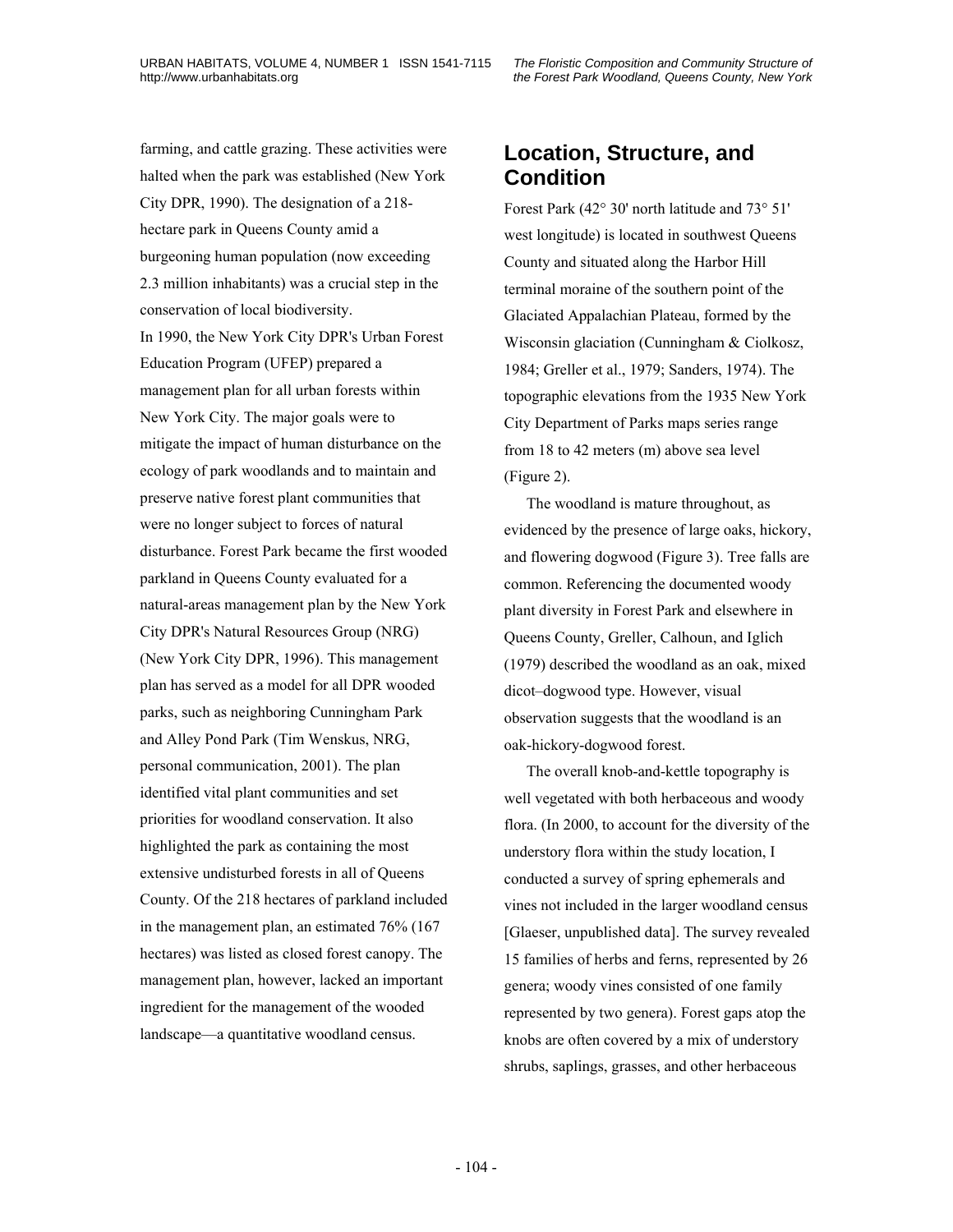farming, and cattle grazing. These activities were halted when the park was established (New York City DPR, 1990). The designation of a 218-hectare park in Queens County amid a burgeoning human population (now exceeding 2.3 million inhabitants) was a crucial step in the conservation of local biodiversity.

In 1990, the New York City DPR's Urban Forest Education Program (UFEP) prepared a management plan for all urban forests within New York City. The major goals were to mitigate the impact of human disturbance on the ecology of park woodlands and to maintain and preserve native forest plant communities that were no longer subject to forces of natural disturbance. Forest Park became the first wooded parkland in Queens County evaluated for a natural-areas management plan by the New York City DPR's Natural Resources Group (NRG) (New York City DPR, 1996). This management plan has served as a model for all DPR wooded parks, such as neighboring Cunningham Park and Alley Pond Park (Tim Wenskus, NRG, personal communication, 2001). The plan identified vital plant communities and set priorities for woodland conservation. It also highlighted the park as containing the most extensive undisturbed forests in all of Queens County. Of the 218 hectares of parkland included in the management plan, an estimated 76% (167 hectares) was listed as closed forest canopy. The management plan, however, lacked an important ingredient for the management of the wooded landscape—a quantitative woodland census.

## Location, Structure, and Condition

Forest Park (42° 30' north latitude and 73° 51' west longitude) is located in southwest Queens County and situated along the Harbor Hill terminal moraine of the southern point of the Glaciated Appalachian Plateau, formed by the Wisconsin glaciation (Cunningham & Ciolkosz, 1984; Greller et al., 1979; Sanders, 1974). The topographic elevations from the 1935 New York City Department of Parks maps series range from 18 to 42 meters (m) above sea level (Figure 2).

The woodland is mature throughout, as evidenced by the presence of large oaks, hickory, and flowering dogwood (Figure 3). Tree falls are common. Referencing the documented woody plant diversity in Forest Park and elsewhere in Queens County, Greller, Calhoun, and Iglich (1979) described the woodland as an oak, mixed dicot–dogwood type. However, visual observation suggests that the woodland is an oak-hickory-dogwood forest.

The overall knob-and-kettle topography is well vegetated with both herbaceous and woody flora. (In 2000, to account for the diversity of the understory flora within the study location, I conducted a survey of spring ephemerals and vines not included in the larger woodland census [Glaeser, unpublished data]. The survey revealed 15 families of herbs and ferns, represented by 26 genera; woody vines consisted of one family represented by two genera). Forest gaps atop the knobs are often covered by a mix of understory shrubs, saplings, grasses, and other herbaceous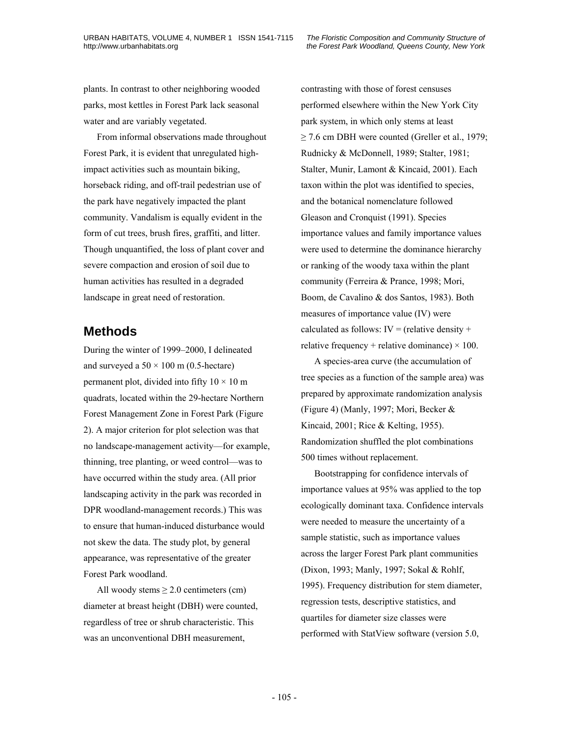plants. In contrast to other neighboring wooded parks, most kettles in Forest Park lack seasonal water and are variably vegetated.

From informal observations made throughout Forest Park, it is evident that unregulated high-impact activities such as mountain biking, horseback riding, and off-trail pedestrian use of the park have negatively impacted the plant community. Vandalism is equally evident in the form of cut trees, brush fires, graffiti, and litter. Though unquantified, the loss of plant cover and severe compaction and erosion of soil due to human activities has resulted in a degraded landscape in great need of restoration.

## Methods

During the winter of 1999–2000, I delineated and surveyed a 50 × 100 m (0.5-hectare) permanent plot, divided into fifty 10 × 10 m quadrats, located within the 29-hectare Northern Forest Management Zone in Forest Park (Figure 2). A major criterion for plot selection was that no landscape-management activity—for example, thinning, tree planting, or weed control—was to have occurred within the study area. (All prior landscaping activity in the park was recorded in DPR woodland-management records.) This was to ensure that human-induced disturbance would not skew the data. The study plot, by general appearance, was representative of the greater Forest Park woodland.

All woody stems ≥ 2.0 centimeters (cm) diameter at breast height (DBH) were counted, regardless of tree or shrub characteristic. This was an unconventional DBH measurement, contrasting with those of forest censuses performed elsewhere within the New York City park system, in which only stems at least ≥ 7.6 cm DBH were counted (Greller et al., 1979; Rudnicky & McDonnell, 1989; Stalter, 1981; Stalter, Munir, Lamont & Kincaid, 2001). Each taxon within the plot was identified to species, and the botanical nomenclature followed Gleason and Cronquist (1991). Species importance values and family importance values were used to determine the dominance hierarchy or ranking of the woody taxa within the plant community (Ferreira & Prance, 1998; Mori, Boom, de Cavalino & dos Santos, 1983). Both measures of importance value (IV) were calculated as follows: IV = (relative density + relative frequency + relative dominance) × 100.

A species-area curve (the accumulation of tree species as a function of the sample area) was prepared by approximate randomization analysis (Figure 4) (Manly, 1997; Mori, Becker & Kincaid, 2001; Rice & Kelting, 1955). Randomization shuffled the plot combinations 500 times without replacement.

Bootstrapping for confidence intervals of importance values at 95% was applied to the top ecologically dominant taxa. Confidence intervals were needed to measure the uncertainty of a sample statistic, such as importance values across the larger Forest Park plant communities (Dixon, 1993; Manly, 1997; Sokal & Rohlf, 1995). Frequency distribution for stem diameter, regression tests, descriptive statistics, and quartiles for diameter size classes were performed with StatView software (version 5.0,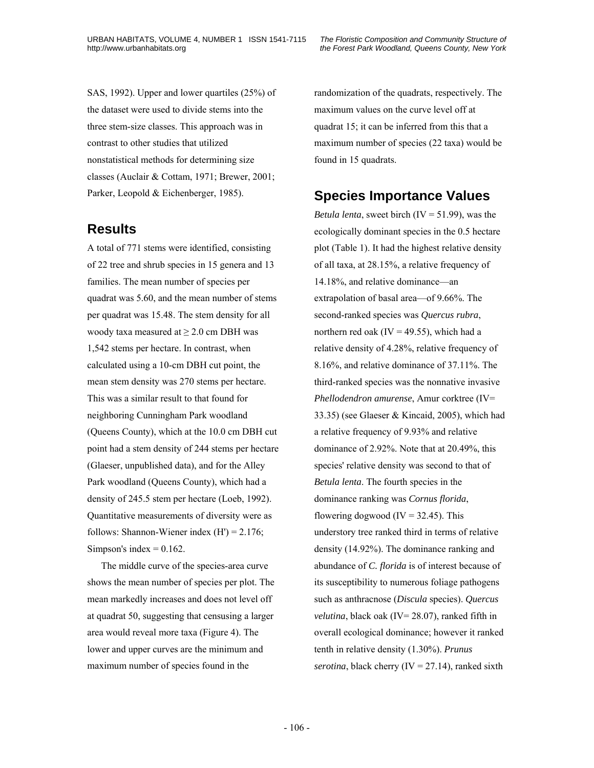SAS, 1992). Upper and lower quartiles (25%) of the dataset were used to divide stems into the three stem-size classes. This approach was in contrast to other studies that utilized nonstatistical methods for determining size classes (Auclair & Cottam, 1971; Brewer, 2001; Parker, Leopold & Eichenberger, 1985).

## Results

A total of 771 stems were identified, consisting of 22 tree and shrub species in 15 genera and 13 families. The mean number of species per quadrat was 5.60, and the mean number of stems per quadrat was 15.48. The stem density for all woody taxa measured at ≥ 2.0 cm DBH was 1,542 stems per hectare. In contrast, when calculated using a 10-cm DBH cut point, the mean stem density was 270 stems per hectare. This was a similar result to that found for neighboring Cunningham Park woodland (Queens County), which at the 10.0 cm DBH cut point had a stem density of 244 stems per hectare (Glaeser, unpublished data), and for the Alley Park woodland (Queens County), which had a density of 245.5 stem per hectare (Loeb, 1992). Quantitative measurements of diversity were as follows: Shannon-Wiener index (H') = 2.176; Simpson's index = 0.162.

The middle curve of the species-area curve shows the mean number of species per plot. The mean markedly increases and does not level off at quadrat 50, suggesting that censusing a larger area would reveal more taxa (Figure 4). The lower and upper curves are the minimum and maximum number of species found in the randomization of the quadrats, respectively. The maximum values on the curve level off at quadrat 15; it can be inferred from this that a maximum number of species (22 taxa) would be found in 15 quadrats.

## Species Importance Values

*Betula lenta*, sweet birch (IV = 51.99), was the ecologically dominant species in the 0.5 hectare plot (Table 1). It had the highest relative density of all taxa, at 28.15%, a relative frequency of 14.18%, and relative dominance—an extrapolation of basal area—of 9.66%. The second-ranked species was *Quercus rubra*, northern red oak (IV = 49.55), which had a relative density of 4.28%, relative frequency of 8.16%, and relative dominance of 37.11%. The third-ranked species was the nonnative invasive *Phellodendron amurense*, Amur corktree (IV= 33.35) (see Glaeser & Kincaid, 2005), which had a relative frequency of 9.93% and relative dominance of 2.92%. Note that at 20.49%, this species' relative density was second to that of *Betula lenta*. The fourth species in the dominance ranking was *Cornus florida*, flowering dogwood (IV = 32.45). This understory tree ranked third in terms of relative density (14.92%). The dominance ranking and abundance of *C. florida* is of interest because of its susceptibility to numerous foliage pathogens such as anthracnose (*Discula* species). *Quercus velutina*, black oak (IV= 28.07), ranked fifth in overall ecological dominance; however it ranked tenth in relative density (1.30%). *Prunus serotina*, black cherry (IV = 27.14), ranked sixth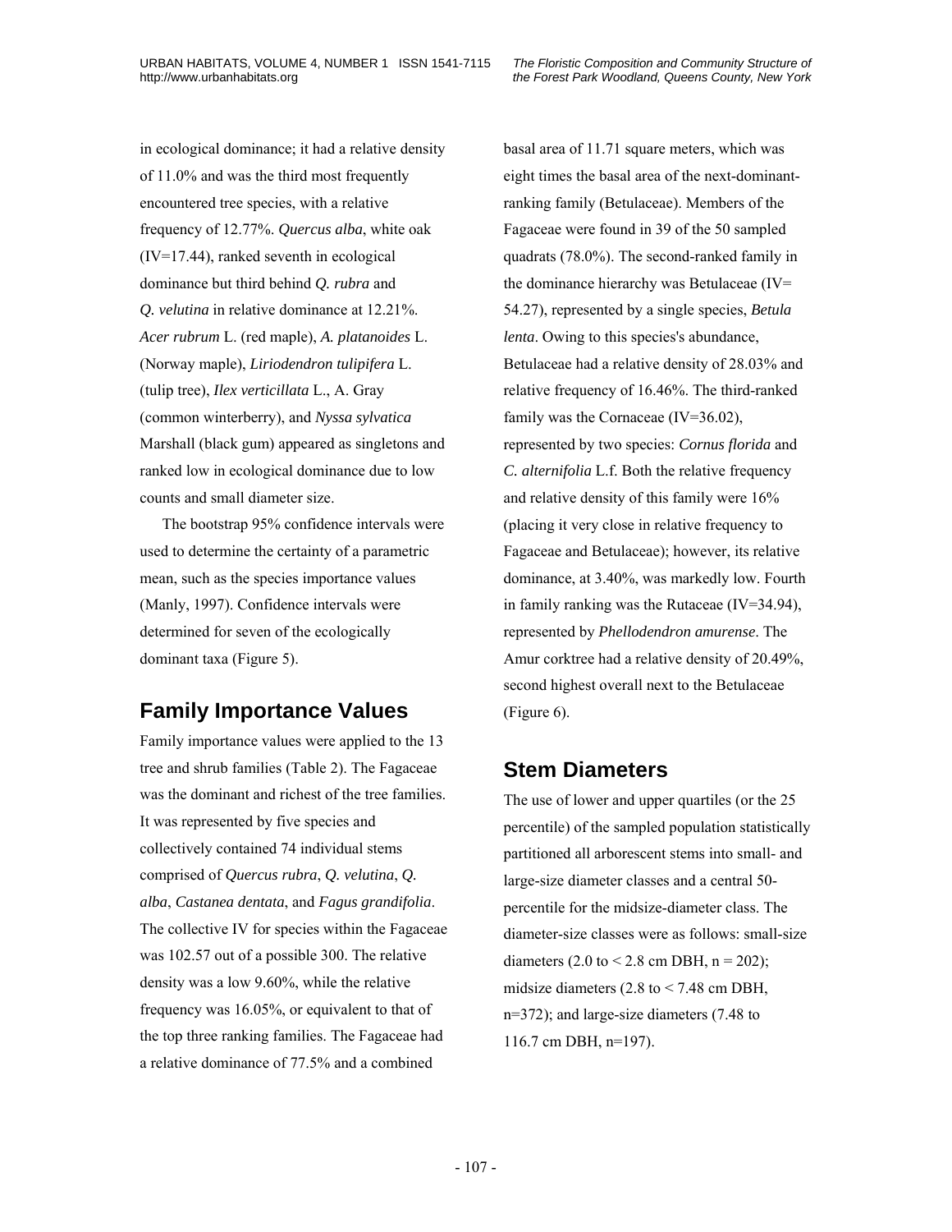in ecological dominance; it had a relative density of 11.0% and was the third most frequently encountered tree species, with a relative frequency of 12.77%. *Quercus alba*, white oak (IV=17.44), ranked seventh in ecological dominance but third behind *Q. rubra* and *Q. velutina* in relative dominance at 12.21%. *Acer rubrum* L. (red maple), *A. platanoides* L. (Norway maple), *Liriodendron tulipifera* L. (tulip tree), *Ilex verticillata* L., A. Gray (common winterberry), and *Nyssa sylvatica* Marshall (black gum) appeared as singletons and ranked low in ecological dominance due to low counts and small diameter size.

The bootstrap 95% confidence intervals were used to determine the certainty of a parametric mean, such as the species importance values (Manly, 1997). Confidence intervals were determined for seven of the ecologically dominant taxa (Figure 5).

## Family Importance Values

Family importance values were applied to the 13 tree and shrub families (Table 2). The Fagaceae was the dominant and richest of the tree families. It was represented by five species and collectively contained 74 individual stems comprised of *Quercus rubra*, *Q. velutina*, *Q. alba*, *Castanea dentata*, and *Fagus grandifolia*. The collective IV for species within the Fagaceae was 102.57 out of a possible 300. The relative density was a low 9.60%, while the relative frequency was 16.05%, or equivalent to that of the top three ranking families. The Fagaceae had a relative dominance of 77.5% and a combined basal area of 11.71 square meters, which was eight times the basal area of the next-dominant-ranking family (Betulaceae). Members of the Fagaceae were found in 39 of the 50 sampled quadrats (78.0%). The second-ranked family in the dominance hierarchy was Betulaceae (IV= 54.27), represented by a single species, *Betula lenta*. Owing to this species's abundance, Betulaceae had a relative density of 28.03% and relative frequency of 16.46%. The third-ranked family was the Cornaceae (IV=36.02), represented by two species: *Cornus florida* and *C. alternifolia* L.f. Both the relative frequency and relative density of this family were 16% (placing it very close in relative frequency to Fagaceae and Betulaceae); however, its relative dominance, at 3.40%, was markedly low. Fourth in family ranking was the Rutaceae (IV=34.94), represented by *Phellodendron amurense*. The Amur corktree had a relative density of 20.49%, second highest overall next to the Betulaceae (Figure 6).

## Stem Diameters

The use of lower and upper quartiles (or the 25 percentile) of the sampled population statistically partitioned all arborescent stems into small- and large-size diameter classes and a central 50-percentile for the midsize-diameter class. The diameter-size classes were as follows: small-size diameters (2.0 to < 2.8 cm DBH, n = 202); midsize diameters (2.8 to < 7.48 cm DBH, n=372); and large-size diameters (7.48 to 116.7 cm DBH, n=197).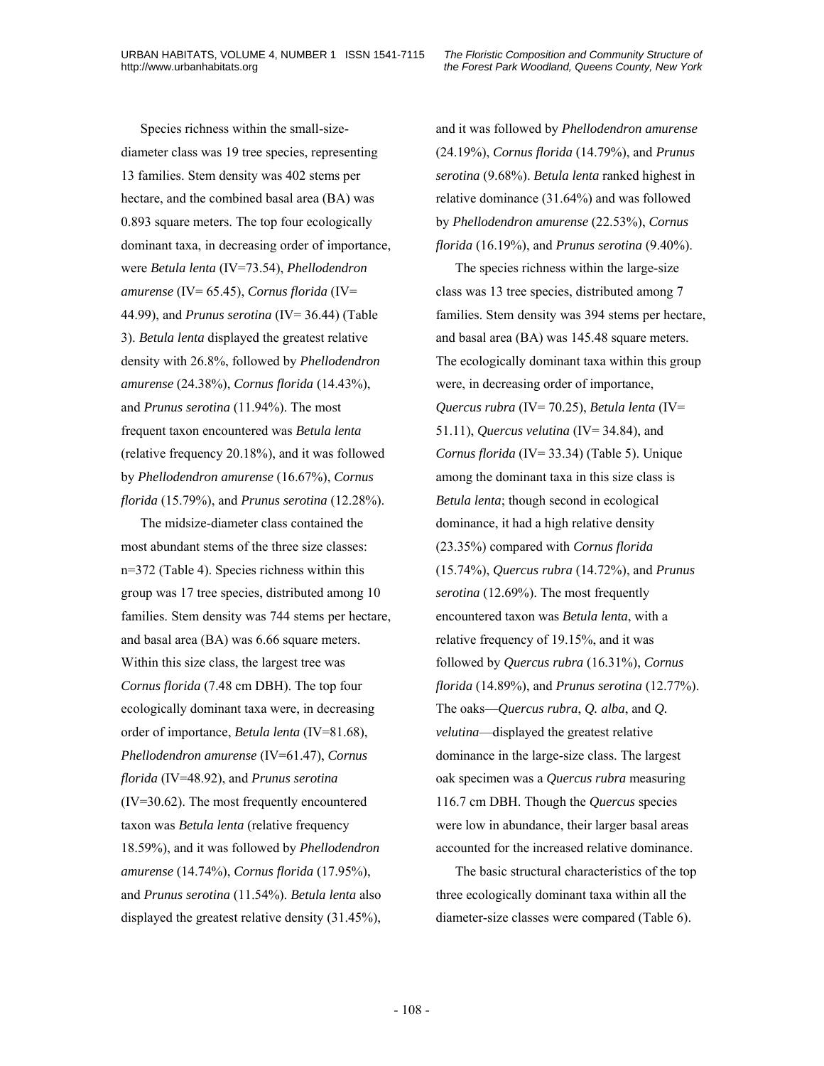Species richness within the small-size-diameter class was 19 tree species, representing 13 families. Stem density was 402 stems per hectare, and the combined basal area (BA) was 0.893 square meters. The top four ecologically dominant taxa, in decreasing order of importance, were *Betula lenta* (IV=73.54), *Phellodendron amurense* (IV= 65.45), *Cornus florida* (IV= 44.99), and *Prunus serotina* (IV= 36.44) (Table 3). *Betula lenta* displayed the greatest relative density with 26.8%, followed by *Phellodendron amurense* (24.38%), *Cornus florida* (14.43%), and *Prunus serotina* (11.94%). The most frequent taxon encountered was *Betula lenta* (relative frequency 20.18%), and it was followed by *Phellodendron amurense* (16.67%), *Cornus florida* (15.79%), and *Prunus serotina* (12.28%).

The midsize-diameter class contained the most abundant stems of the three size classes: n=372 (Table 4). Species richness within this group was 17 tree species, distributed among 10 families. Stem density was 744 stems per hectare, and basal area (BA) was 6.66 square meters. Within this size class, the largest tree was *Cornus florida* (7.48 cm DBH). The top four ecologically dominant taxa were, in decreasing order of importance, *Betula lenta* (IV=81.68), *Phellodendron amurense* (IV=61.47), *Cornus florida* (IV=48.92), and *Prunus serotina* (IV=30.62). The most frequently encountered taxon was *Betula lenta* (relative frequency 18.59%), and it was followed by *Phellodendron amurense* (14.74%), *Cornus florida* (17.95%), and *Prunus serotina* (11.54%). *Betula lenta* also displayed the greatest relative density (31.45%), and it was followed by *Phellodendron amurense* (24.19%), *Cornus florida* (14.79%), and *Prunus serotina* (9.68%). *Betula lenta* ranked highest in relative dominance (31.64%) and was followed by *Phellodendron amurense* (22.53%), *Cornus florida* (16.19%), and *Prunus serotina* (9.40%).

The species richness within the large-size class was 13 tree species, distributed among 7 families. Stem density was 394 stems per hectare, and basal area (BA) was 145.48 square meters. The ecologically dominant taxa within this group were, in decreasing order of importance, *Quercus rubra* (IV= 70.25), *Betula lenta* (IV= 51.11), *Quercus velutina* (IV= 34.84), and *Cornus florida* (IV= 33.34) (Table 5). Unique among the dominant taxa in this size class is *Betula lenta*; though second in ecological dominance, it had a high relative density (23.35%) compared with *Cornus florida* (15.74%), *Quercus rubra* (14.72%), and *Prunus serotina* (12.69%). The most frequently encountered taxon was *Betula lenta*, with a relative frequency of 19.15%, and it was followed by *Quercus rubra* (16.31%), *Cornus florida* (14.89%), and *Prunus serotina* (12.77%). The oaks—*Quercus rubra*, *Q. alba*, and *Q. velutina*—displayed the greatest relative dominance in the large-size class. The largest oak specimen was a *Quercus rubra* measuring 116.7 cm DBH. Though the *Quercus* species were low in abundance, their larger basal areas accounted for the increased relative dominance.

The basic structural characteristics of the top three ecologically dominant taxa within all the diameter-size classes were compared (Table 6).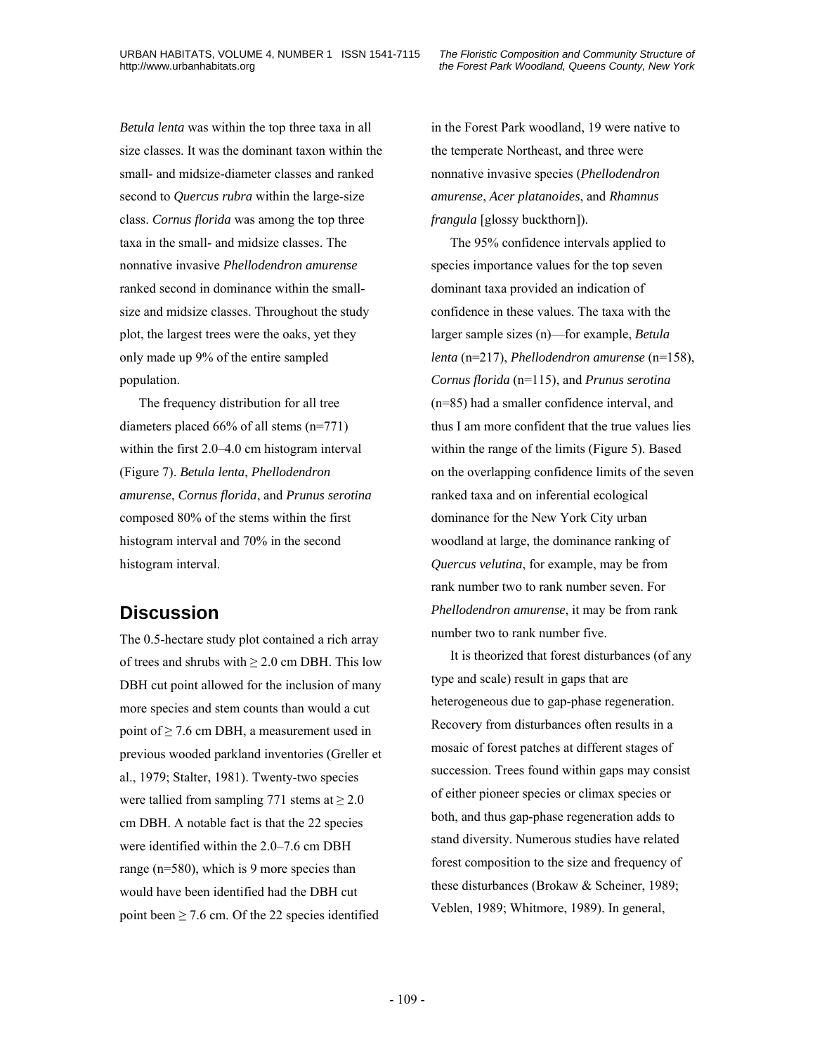*Betula lenta* was within the top three taxa in all size classes. It was the dominant taxon within the small- and midsize-diameter classes and ranked second to *Quercus rubra* within the large-size class. *Cornus florida* was among the top three taxa in the small- and midsize classes. The nonnative invasive *Phellodendron amurense* ranked second in dominance within the small-size and midsize classes. Throughout the study plot, the largest trees were the oaks, yet they only made up 9% of the entire sampled population.

The frequency distribution for all tree diameters placed 66% of all stems (n=771) within the first 2.0–4.0 cm histogram interval (Figure 7). *Betula lenta*, *Phellodendron amurense*, *Cornus florida*, and *Prunus serotina* composed 80% of the stems within the first histogram interval and 70% in the second histogram interval.

## Discussion

The 0.5-hectare study plot contained a rich array of trees and shrubs with ≥ 2.0 cm DBH. This low DBH cut point allowed for the inclusion of many more species and stem counts than would a cut point of ≥ 7.6 cm DBH, a measurement used in previous wooded parkland inventories (Greller et al., 1979; Stalter, 1981). Twenty-two species were tallied from sampling 771 stems at ≥ 2.0 cm DBH. A notable fact is that the 22 species were identified within the 2.0–7.6 cm DBH range (n=580), which is 9 more species than would have been identified had the DBH cut point been ≥ 7.6 cm. Of the 22 species identified in the Forest Park woodland, 19 were native to the temperate Northeast, and three were nonnative invasive species (*Phellodendron amurense*, *Acer platanoides*, and *Rhamnus frangula* [glossy buckthorn]).

The 95% confidence intervals applied to species importance values for the top seven dominant taxa provided an indication of confidence in these values. The taxa with the larger sample sizes (n)—for example, *Betula lenta* (n=217), *Phellodendron amurense* (n=158), *Cornus florida* (n=115), and *Prunus serotina* (n=85) had a smaller confidence interval, and thus I am more confident that the true values lies within the range of the limits (Figure 5). Based on the overlapping confidence limits of the seven ranked taxa and on inferential ecological dominance for the New York City urban woodland at large, the dominance ranking of *Quercus velutina*, for example, may be from rank number two to rank number seven. For *Phellodendron amurense*, it may be from rank number two to rank number five.

It is theorized that forest disturbances (of any type and scale) result in gaps that are heterogeneous due to gap-phase regeneration. Recovery from disturbances often results in a mosaic of forest patches at different stages of succession. Trees found within gaps may consist of either pioneer species or climax species or both, and thus gap-phase regeneration adds to stand diversity. Numerous studies have related forest composition to the size and frequency of these disturbances (Brokaw & Scheiner, 1989; Veblen, 1989; Whitmore, 1989). In general,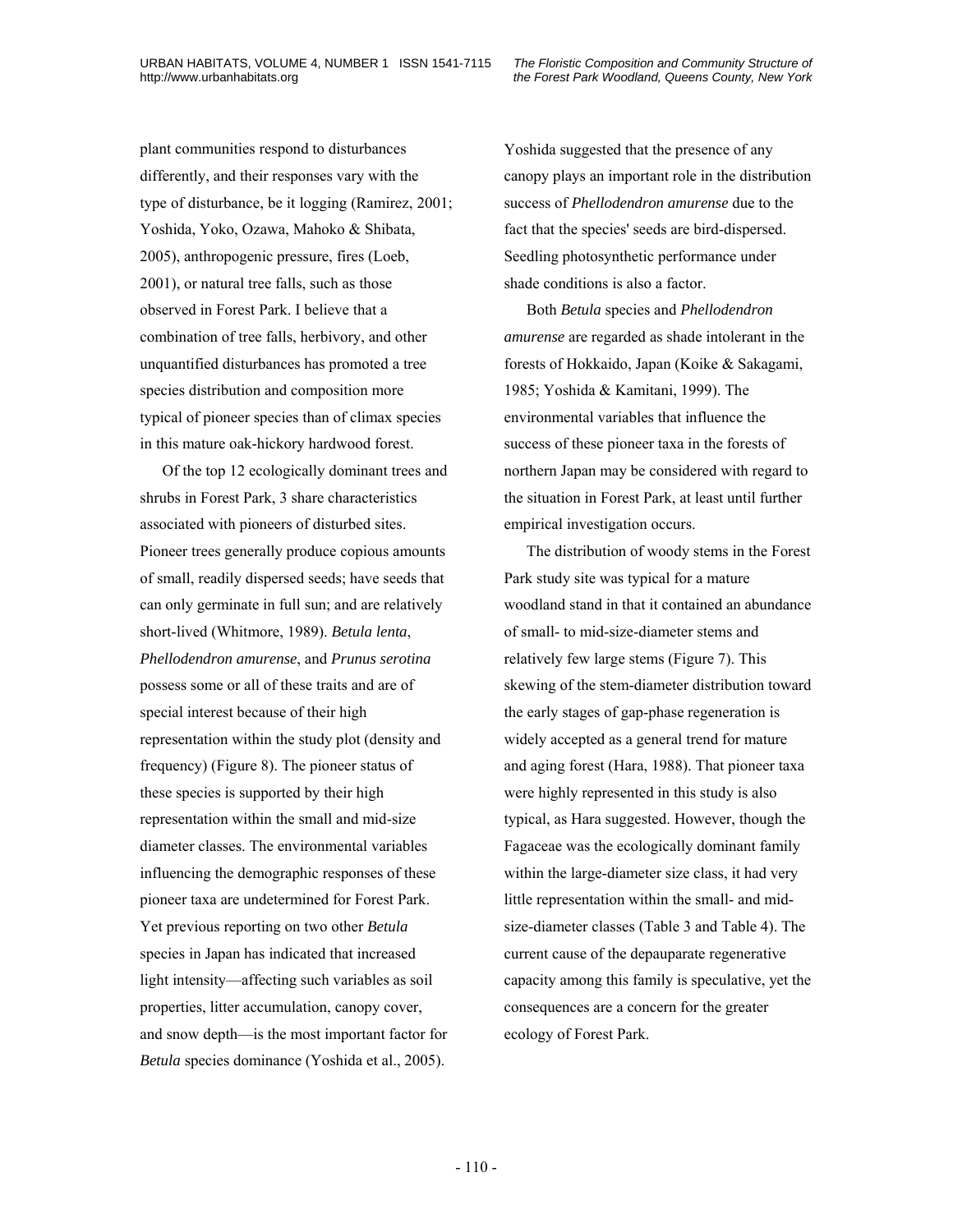plant communities respond to disturbances differently, and their responses vary with the type of disturbance, be it logging (Ramirez, 2001; Yoshida, Yoko, Ozawa, Mahoko & Shibata, 2005), anthropogenic pressure, fires (Loeb, 2001), or natural tree falls, such as those observed in Forest Park. I believe that a combination of tree falls, herbivory, and other unquantified disturbances has promoted a tree species distribution and composition more typical of pioneer species than of climax species in this mature oak-hickory hardwood forest.

Of the top 12 ecologically dominant trees and shrubs in Forest Park, 3 share characteristics associated with pioneers of disturbed sites. Pioneer trees generally produce copious amounts of small, readily dispersed seeds; have seeds that can only germinate in full sun; and are relatively short-lived (Whitmore, 1989). *Betula lenta*, *Phellodendron amurense*, and *Prunus serotina* possess some or all of these traits and are of special interest because of their high representation within the study plot (density and frequency) (Figure 8). The pioneer status of these species is supported by their high representation within the small and mid-size diameter classes. The environmental variables influencing the demographic responses of these pioneer taxa are undetermined for Forest Park. Yet previous reporting on two other *Betula* species in Japan has indicated that increased light intensity—affecting such variables as soil properties, litter accumulation, canopy cover, and snow depth—is the most important factor for *Betula* species dominance (Yoshida et al., 2005). Yoshida suggested that the presence of any canopy plays an important role in the distribution success of *Phellodendron amurense* due to the fact that the species' seeds are bird-dispersed. Seedling photosynthetic performance under shade conditions is also a factor.

Both *Betula* species and *Phellodendron amurense* are regarded as shade intolerant in the forests of Hokkaido, Japan (Koike & Sakagami, 1985; Yoshida & Kamitani, 1999). The environmental variables that influence the success of these pioneer taxa in the forests of northern Japan may be considered with regard to the situation in Forest Park, at least until further empirical investigation occurs.

The distribution of woody stems in the Forest Park study site was typical for a mature woodland stand in that it contained an abundance of small- to mid-size-diameter stems and relatively few large stems (Figure 7). This skewing of the stem-diameter distribution toward the early stages of gap-phase regeneration is widely accepted as a general trend for mature and aging forest (Hara, 1988). That pioneer taxa were highly represented in this study is also typical, as Hara suggested. However, though the Fagaceae was the ecologically dominant family within the large-diameter size class, it had very little representation within the small- and mid-size-diameter classes (Table 3 and Table 4). The current cause of the depauparate regenerative capacity among this family is speculative, yet the consequences are a concern for the greater ecology of Forest Park.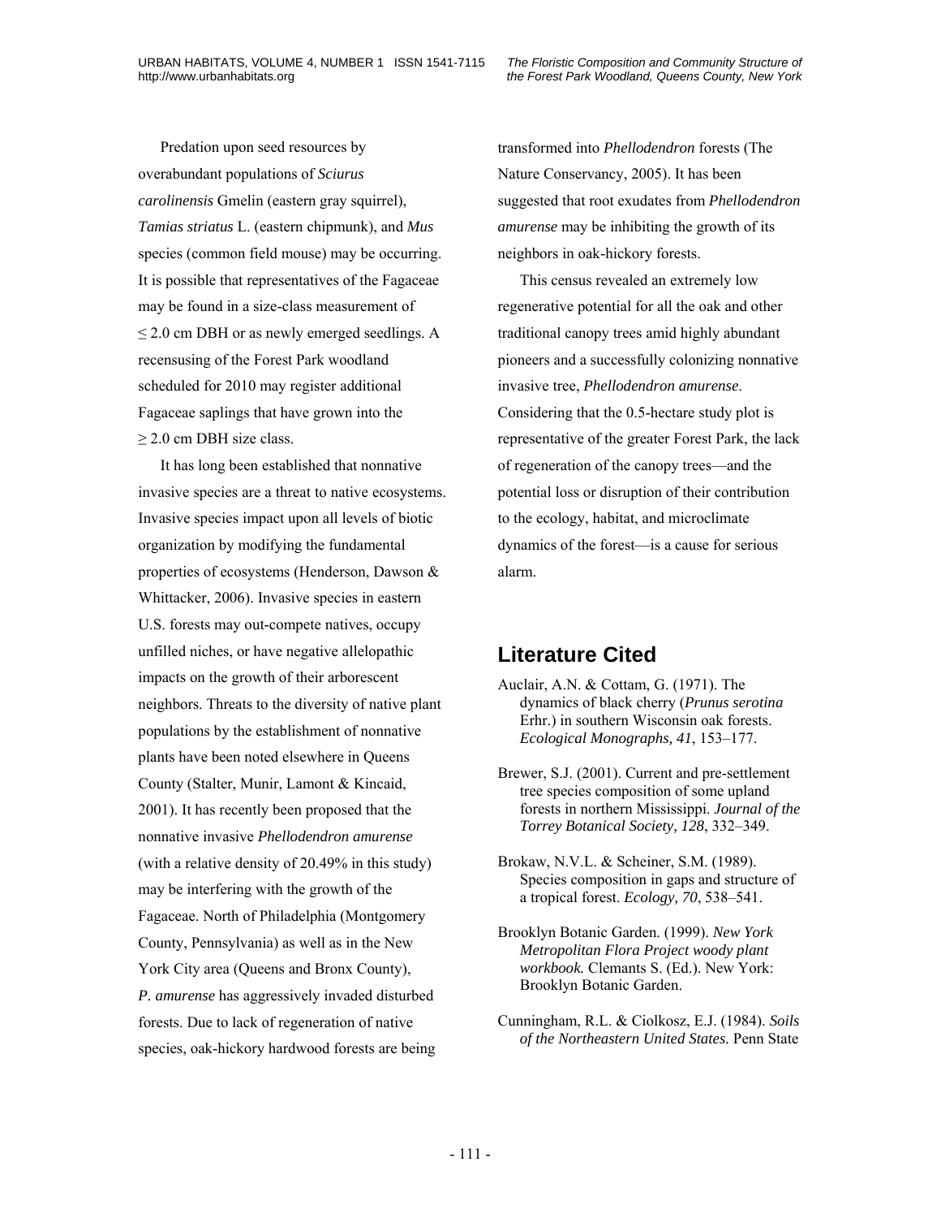Predation upon seed resources by overabundant populations of *Sciurus carolinensis* Gmelin (eastern gray squirrel), *Tamias striatus* L. (eastern chipmunk), and *Mus* species (common field mouse) may be occurring. It is possible that representatives of the Fagaceae may be found in a size-class measurement of ≤ 2.0 cm DBH or as newly emerged seedlings. A recensusing of the Forest Park woodland scheduled for 2010 may register additional Fagaceae saplings that have grown into the ≥ 2.0 cm DBH size class.

It has long been established that nonnative invasive species are a threat to native ecosystems. Invasive species impact upon all levels of biotic organization by modifying the fundamental properties of ecosystems (Henderson, Dawson & Whittacker, 2006). Invasive species in eastern U.S. forests may out-compete natives, occupy unfilled niches, or have negative allelopathic impacts on the growth of their arborescent neighbors. Threats to the diversity of native plant populations by the establishment of nonnative plants have been noted elsewhere in Queens County (Stalter, Munir, Lamont & Kincaid, 2001). It has recently been proposed that the nonnative invasive *Phellodendron amurense* (with a relative density of 20.49% in this study) may be interfering with the growth of the Fagaceae. North of Philadelphia (Montgomery County, Pennsylvania) as well as in the New York City area (Queens and Bronx County), *P. amurense* has aggressively invaded disturbed forests. Due to lack of regeneration of native species, oak-hickory hardwood forests are being transformed into *Phellodendron* forests (The Nature Conservancy, 2005). It has been suggested that root exudates from *Phellodendron amurense* may be inhibiting the growth of its neighbors in oak-hickory forests.

This census revealed an extremely low regenerative potential for all the oak and other traditional canopy trees amid highly abundant pioneers and a successfully colonizing nonnative invasive tree, *Phellodendron amurense*. Considering that the 0.5-hectare study plot is representative of the greater Forest Park, the lack of regeneration of the canopy trees—and the potential loss or disruption of their contribution to the ecology, habitat, and microclimate dynamics of the forest—is a cause for serious alarm.

## Literature Cited

Auclair, A.N. & Cottam, G. (1971). The dynamics of black cherry (*Prunus serotina* Erhr.) in southern Wisconsin oak forests. *Ecological Monographs, 41*, 153–177.

Brewer, S.J. (2001). Current and pre-settlement tree species composition of some upland forests in northern Mississippi. *Journal of the Torrey Botanical Society, 128*, 332–349.

Brokaw, N.V.L. & Scheiner, S.M. (1989). Species composition in gaps and structure of a tropical forest. *Ecology, 70*, 538–541.

Brooklyn Botanic Garden. (1999). *New York Metropolitan Flora Project woody plant workbook.* Clemants S. (Ed.). New York: Brooklyn Botanic Garden.

Cunningham, R.L. & Ciolkosz, E.J. (1984). *Soils of the Northeastern United States.* Penn State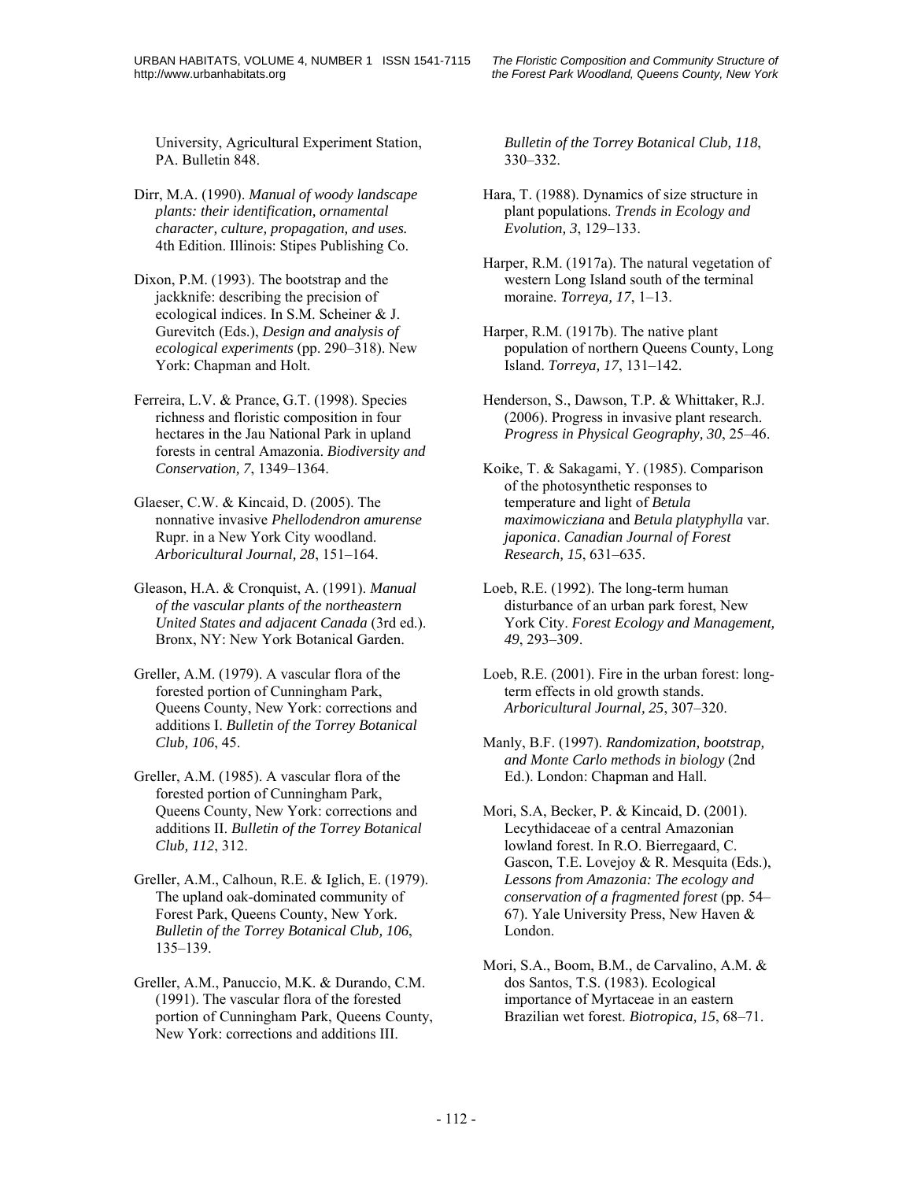University, Agricultural Experiment Station, PA. Bulletin 848.

Dirr, M.A. (1990). *Manual of woody landscape plants: their identification, ornamental character, culture, propagation, and uses.* 4th Edition. Illinois: Stipes Publishing Co.

Dixon, P.M. (1993). The bootstrap and the jackknife: describing the precision of ecological indices. In S.M. Scheiner & J. Gurevitch (Eds.), *Design and analysis of ecological experiments* (pp. 290–318). New York: Chapman and Holt.

Ferreira, L.V. & Prance, G.T. (1998). Species richness and floristic composition in four hectares in the Jau National Park in upland forests in central Amazonia. *Biodiversity and Conservation, 7*, 1349–1364.

Glaeser, C.W. & Kincaid, D. (2005). The nonnative invasive *Phellodendron amurense* Rupr. in a New York City woodland. *Arboricultural Journal, 28*, 151–164.

Gleason, H.A. & Cronquist, A. (1991). *Manual of the vascular plants of the northeastern United States and adjacent Canada* (3rd ed.). Bronx, NY: New York Botanical Garden.

Greller, A.M. (1979). A vascular flora of the forested portion of Cunningham Park, Queens County, New York: corrections and additions I. *Bulletin of the Torrey Botanical Club, 106*, 45.

Greller, A.M. (1985). A vascular flora of the forested portion of Cunningham Park, Queens County, New York: corrections and additions II. *Bulletin of the Torrey Botanical Club, 112*, 312.

Greller, A.M., Calhoun, R.E. & Iglich, E. (1979). The upland oak-dominated community of Forest Park, Queens County, New York. *Bulletin of the Torrey Botanical Club, 106*, 135–139.

Greller, A.M., Panuccio, M.K. & Durando, C.M. (1991). The vascular flora of the forested portion of Cunningham Park, Queens County, New York: corrections and additions III. *Bulletin of the Torrey Botanical Club, 118*, 330–332.

Hara, T. (1988). Dynamics of size structure in plant populations. *Trends in Ecology and Evolution, 3*, 129–133.

Harper, R.M. (1917a). The natural vegetation of western Long Island south of the terminal moraine. *Torreya, 17*, 1–13.

Harper, R.M. (1917b). The native plant population of northern Queens County, Long Island. *Torreya, 17*, 131–142.

Henderson, S., Dawson, T.P. & Whittaker, R.J. (2006). Progress in invasive plant research. *Progress in Physical Geography, 30*, 25–46.

Koike, T. & Sakagami, Y. (1985). Comparison of the photosynthetic responses to temperature and light of *Betula maximowicziana* and *Betula platyphylla* var. *japonica*. *Canadian Journal of Forest Research, 15*, 631–635.

Loeb, R.E. (1992). The long-term human disturbance of an urban park forest, New York City. *Forest Ecology and Management, 49*, 293–309.

Loeb, R.E. (2001). Fire in the urban forest: long-term effects in old growth stands. *Arboricultural Journal, 25*, 307–320.

Manly, B.F. (1997). *Randomization, bootstrap, and Monte Carlo methods in biology* (2nd Ed.). London: Chapman and Hall.

Mori, S.A, Becker, P. & Kincaid, D. (2001). Lecythidaceae of a central Amazonian lowland forest. In R.O. Bierregaard, C. Gascon, T.E. Lovejoy & R. Mesquita (Eds.), *Lessons from Amazonia: The ecology and conservation of a fragmented forest* (pp. 54–67). Yale University Press, New Haven & London.

Mori, S.A., Boom, B.M., de Carvalino, A.M. & dos Santos, T.S. (1983). Ecological importance of Myrtaceae in an eastern Brazilian wet forest. *Biotropica, 15*, 68–71.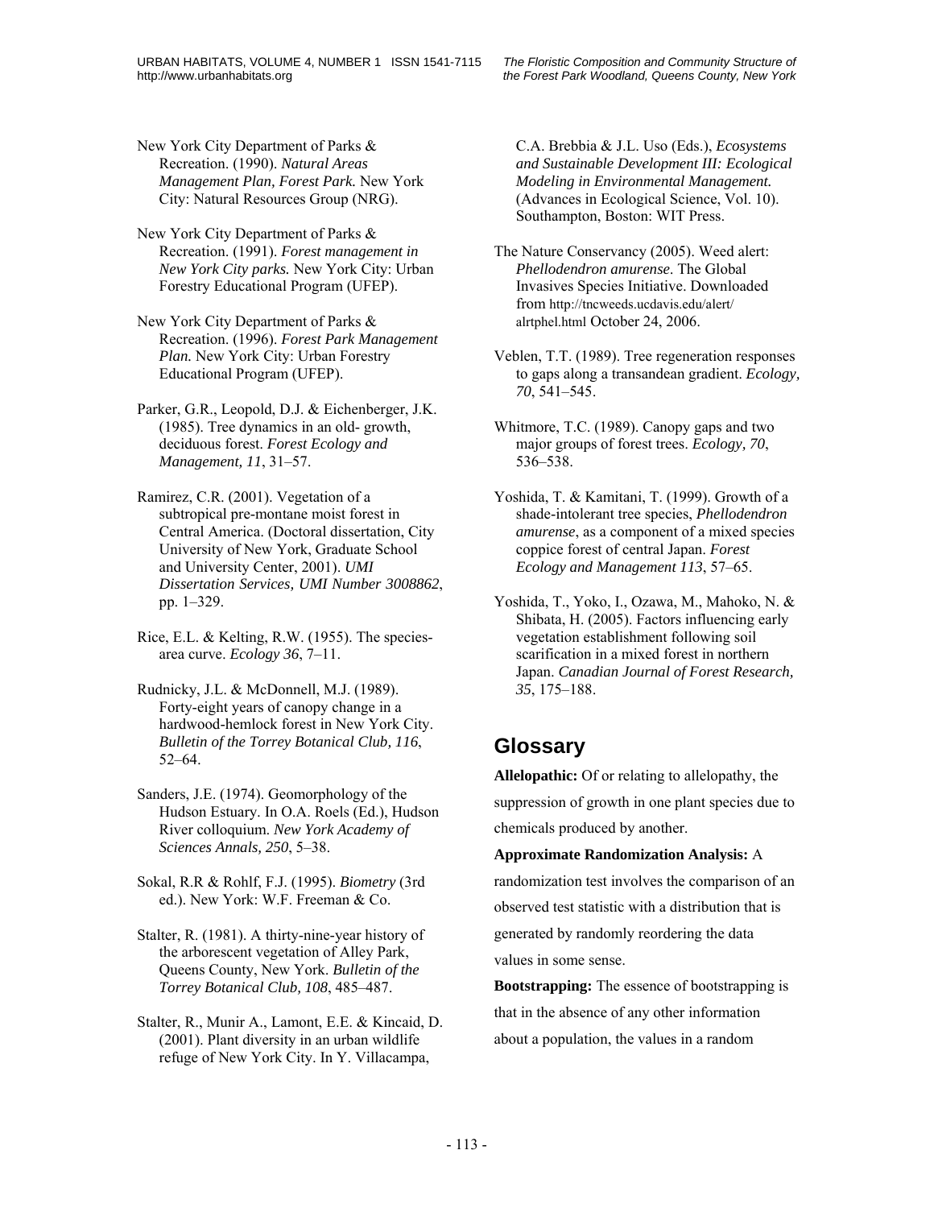New York City Department of Parks & Recreation. (1990). *Natural Areas Management Plan, Forest Park.* New York City: Natural Resources Group (NRG).

New York City Department of Parks & Recreation. (1991). *Forest management in New York City parks.* New York City: Urban Forestry Educational Program (UFEP).

New York City Department of Parks & Recreation. (1996). *Forest Park Management Plan.* New York City: Urban Forestry Educational Program (UFEP).

Parker, G.R., Leopold, D.J. & Eichenberger, J.K. (1985). Tree dynamics in an old- growth, deciduous forest. *Forest Ecology and Management, 11*, 31–57.

Ramirez, C.R. (2001). Vegetation of a subtropical pre-montane moist forest in Central America. (Doctoral dissertation, City University of New York, Graduate School and University Center, 2001). *UMI Dissertation Services, UMI Number 3008862*, pp. 1–329.

Rice, E.L. & Kelting, R.W. (1955). The species-area curve. *Ecology 36*, 7–11.

Rudnicky, J.L. & McDonnell, M.J. (1989). Forty-eight years of canopy change in a hardwood-hemlock forest in New York City. *Bulletin of the Torrey Botanical Club, 116*, 52–64.

Sanders, J.E. (1974). Geomorphology of the Hudson Estuary. In O.A. Roels (Ed.), Hudson River colloquium. *New York Academy of Sciences Annals, 250*, 5–38.

Sokal, R.R & Rohlf, F.J. (1995). *Biometry* (3rd ed.). New York: W.F. Freeman & Co.

Stalter, R. (1981). A thirty-nine-year history of the arborescent vegetation of Alley Park, Queens County, New York. *Bulletin of the Torrey Botanical Club, 108*, 485–487.

Stalter, R., Munir A., Lamont, E.E. & Kincaid, D. (2001). Plant diversity in an urban wildlife refuge of New York City. In Y. Villacampa, C.A. Brebbia & J.L. Uso (Eds.), *Ecosystems and Sustainable Development III: Ecological Modeling in Environmental Management.* (Advances in Ecological Science, Vol. 10). Southampton, Boston: WIT Press.

The Nature Conservancy (2005). Weed alert: *Phellodendron amurense*. The Global Invasives Species Initiative. Downloaded from http://tncweeds.ucdavis.edu/alert/alrtphel.html October 24, 2006.

Veblen, T.T. (1989). Tree regeneration responses to gaps along a transandean gradient. *Ecology, 70*, 541–545.

Whitmore, T.C. (1989). Canopy gaps and two major groups of forest trees. *Ecology, 70*, 536–538.

Yoshida, T. & Kamitani, T. (1999). Growth of a shade-intolerant tree species, *Phellodendron amurense*, as a component of a mixed species coppice forest of central Japan. *Forest Ecology and Management 113*, 57–65.

Yoshida, T., Yoko, I., Ozawa, M., Mahoko, N. & Shibata, H. (2005). Factors influencing early vegetation establishment following soil scarification in a mixed forest in northern Japan. *Canadian Journal of Forest Research, 35*, 175–188.

## Glossary

**Allelopathic:** Of or relating to allelopathy, the suppression of growth in one plant species due to chemicals produced by another.

**Approximate Randomization Analysis:** A randomization test involves the comparison of an observed test statistic with a distribution that is generated by randomly reordering the data values in some sense.

**Bootstrapping:** The essence of bootstrapping is that in the absence of any other information about a population, the values in a random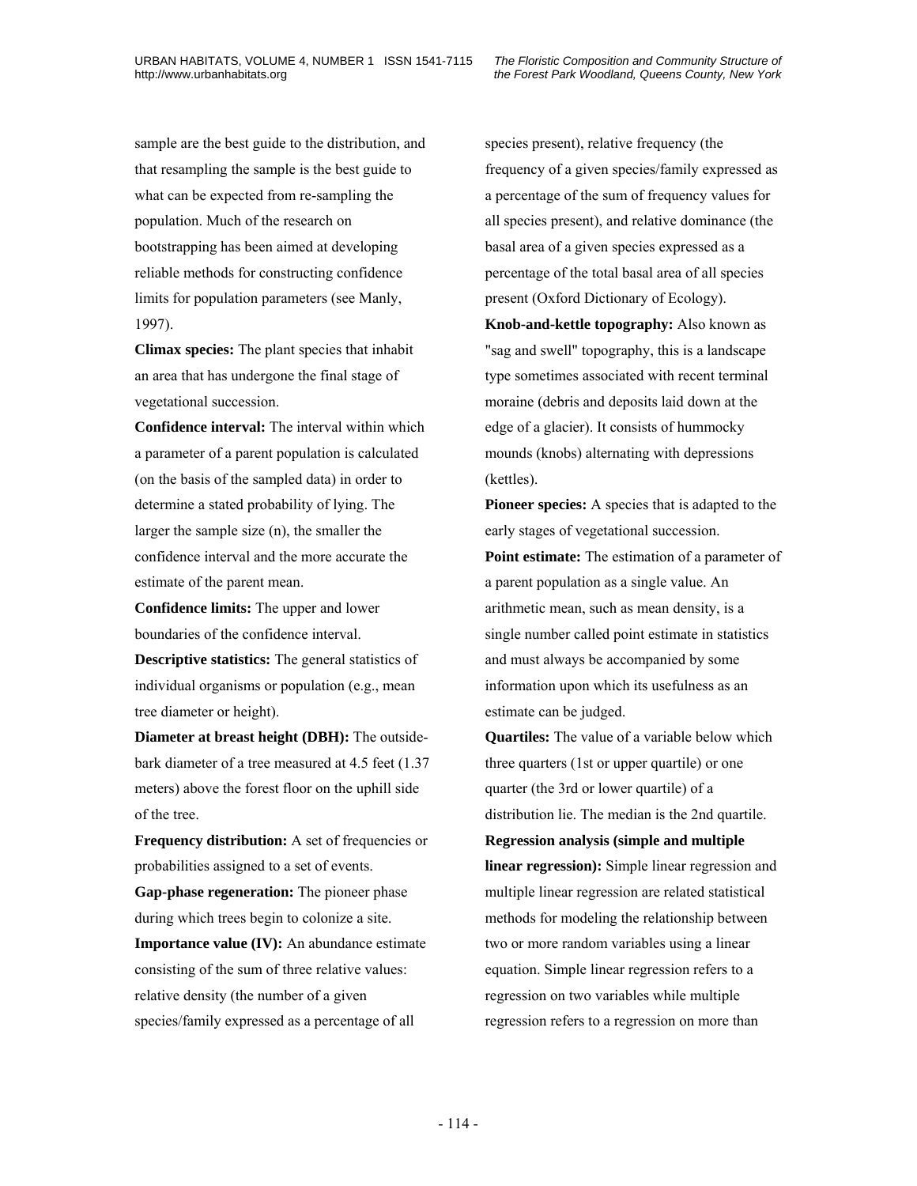sample are the best guide to the distribution, and that resampling the sample is the best guide to what can be expected from re-sampling the population. Much of the research on bootstrapping has been aimed at developing reliable methods for constructing confidence limits for population parameters (see Manly, 1997).

**Climax species:** The plant species that inhabit an area that has undergone the final stage of vegetational succession.

**Confidence interval:** The interval within which a parameter of a parent population is calculated (on the basis of the sampled data) in order to determine a stated probability of lying. The larger the sample size (n), the smaller the confidence interval and the more accurate the estimate of the parent mean.

**Confidence limits:** The upper and lower boundaries of the confidence interval.

**Descriptive statistics:** The general statistics of individual organisms or population (e.g., mean tree diameter or height).

**Diameter at breast height (DBH):** The outside-bark diameter of a tree measured at 4.5 feet (1.37 meters) above the forest floor on the uphill side of the tree.

**Frequency distribution:** A set of frequencies or probabilities assigned to a set of events.

**Gap-phase regeneration:** The pioneer phase during which trees begin to colonize a site.

**Importance value (IV):** An abundance estimate consisting of the sum of three relative values: relative density (the number of a given species/family expressed as a percentage of all species present), relative frequency (the frequency of a given species/family expressed as a percentage of the sum of frequency values for all species present), and relative dominance (the basal area of a given species expressed as a percentage of the total basal area of all species present (Oxford Dictionary of Ecology).

**Knob-and-kettle topography:** Also known as "sag and swell" topography, this is a landscape type sometimes associated with recent terminal moraine (debris and deposits laid down at the edge of a glacier). It consists of hummocky mounds (knobs) alternating with depressions (kettles).

**Pioneer species:** A species that is adapted to the early stages of vegetational succession.

**Point estimate:** The estimation of a parameter of a parent population as a single value. An arithmetic mean, such as mean density, is a single number called point estimate in statistics and must always be accompanied by some information upon which its usefulness as an estimate can be judged.

**Quartiles:** The value of a variable below which three quarters (1st or upper quartile) or one quarter (the 3rd or lower quartile) of a distribution lie. The median is the 2nd quartile.

**Regression analysis (simple and multiple linear regression):** Simple linear regression and multiple linear regression are related statistical methods for modeling the relationship between two or more random variables using a linear equation. Simple linear regression refers to a regression on two variables while multiple regression refers to a regression on more than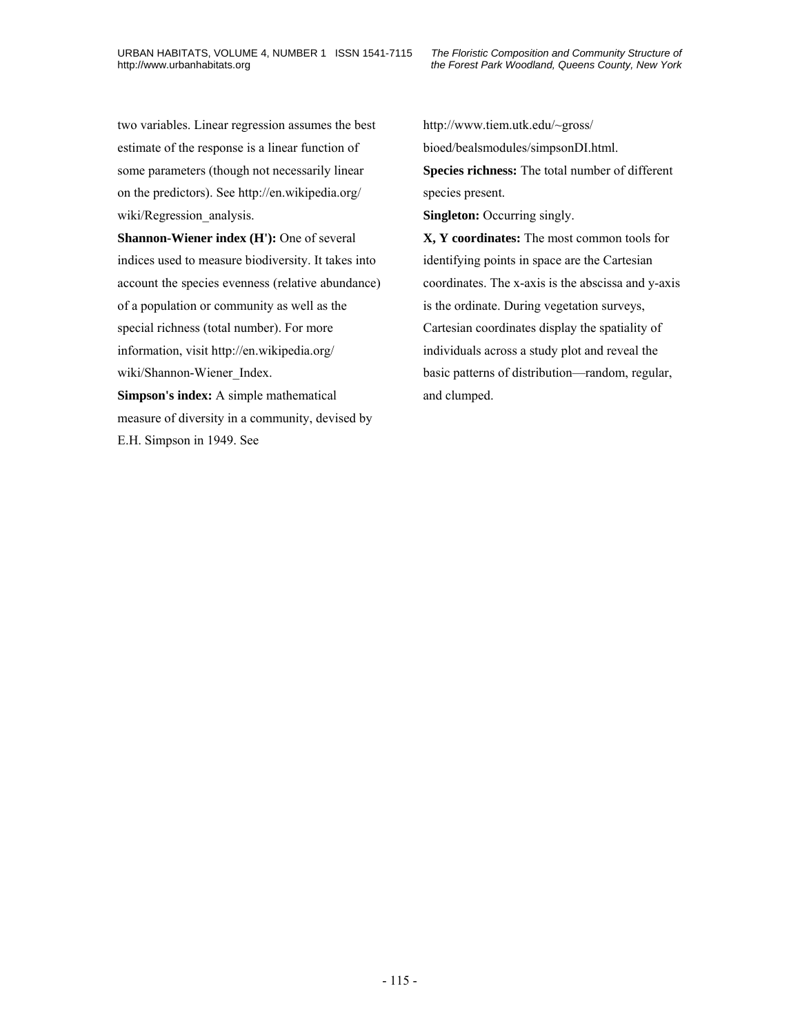two variables. Linear regression assumes the best estimate of the response is a linear function of some parameters (though not necessarily linear on the predictors). See http://en.wikipedia.org/wiki/Regression_analysis.

**Shannon-Wiener index (H'):** One of several indices used to measure biodiversity. It takes into account the species evenness (relative abundance) of a population or community as well as the special richness (total number). For more information, visit http://en.wikipedia.org/wiki/Shannon-Wiener_Index.

**Simpson's index:** A simple mathematical measure of diversity in a community, devised by E.H. Simpson in 1949. See http://www.tiem.utk.edu/~gross/bioed/bealsmodules/simpsonDI.html.

**Species richness:** The total number of different species present.

**Singleton:** Occurring singly.

**X, Y coordinates:** The most common tools for identifying points in space are the Cartesian coordinates. The x-axis is the abscissa and y-axis is the ordinate. During vegetation surveys, Cartesian coordinates display the spatiality of individuals across a study plot and reveal the basic patterns of distribution—random, regular, and clumped.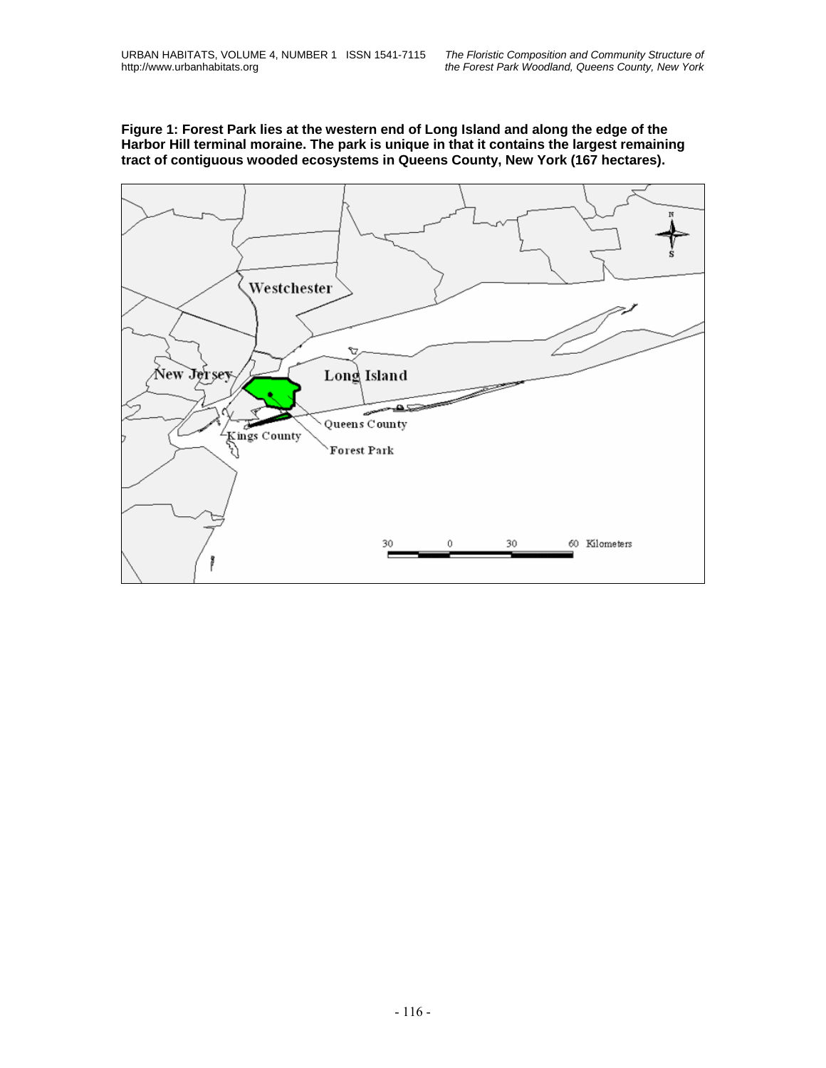**Figure 1: Forest Park lies at the western end of Long Island and along the edge of the Harbor Hill terminal moraine. The park is unique in that it contains the largest remaining tract of contiguous wooded ecosystems in Queens County, New York (167 hectares).**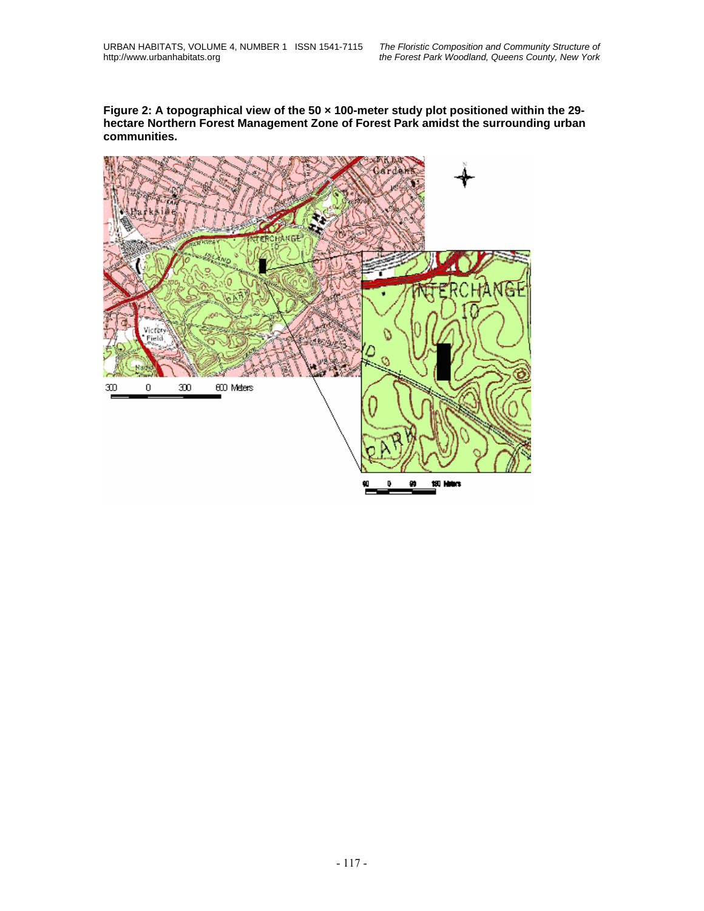**Figure 2: A topographical view of the 50 × 100-meter study plot positioned within the 29-hectare Northern Forest Management Zone of Forest Park amidst the surrounding urban communities.**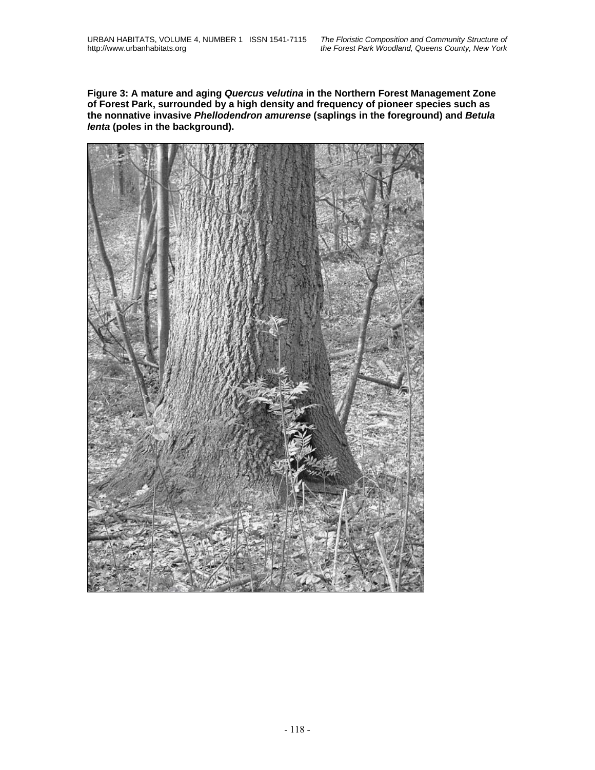**Figure 3: A mature and aging *Quercus velutina* in the Northern Forest Management Zone of Forest Park, surrounded by a high density and frequency of pioneer species such as the nonnative invasive *Phellodendron amurense* (saplings in the foreground) and *Betula lenta* (poles in the background).**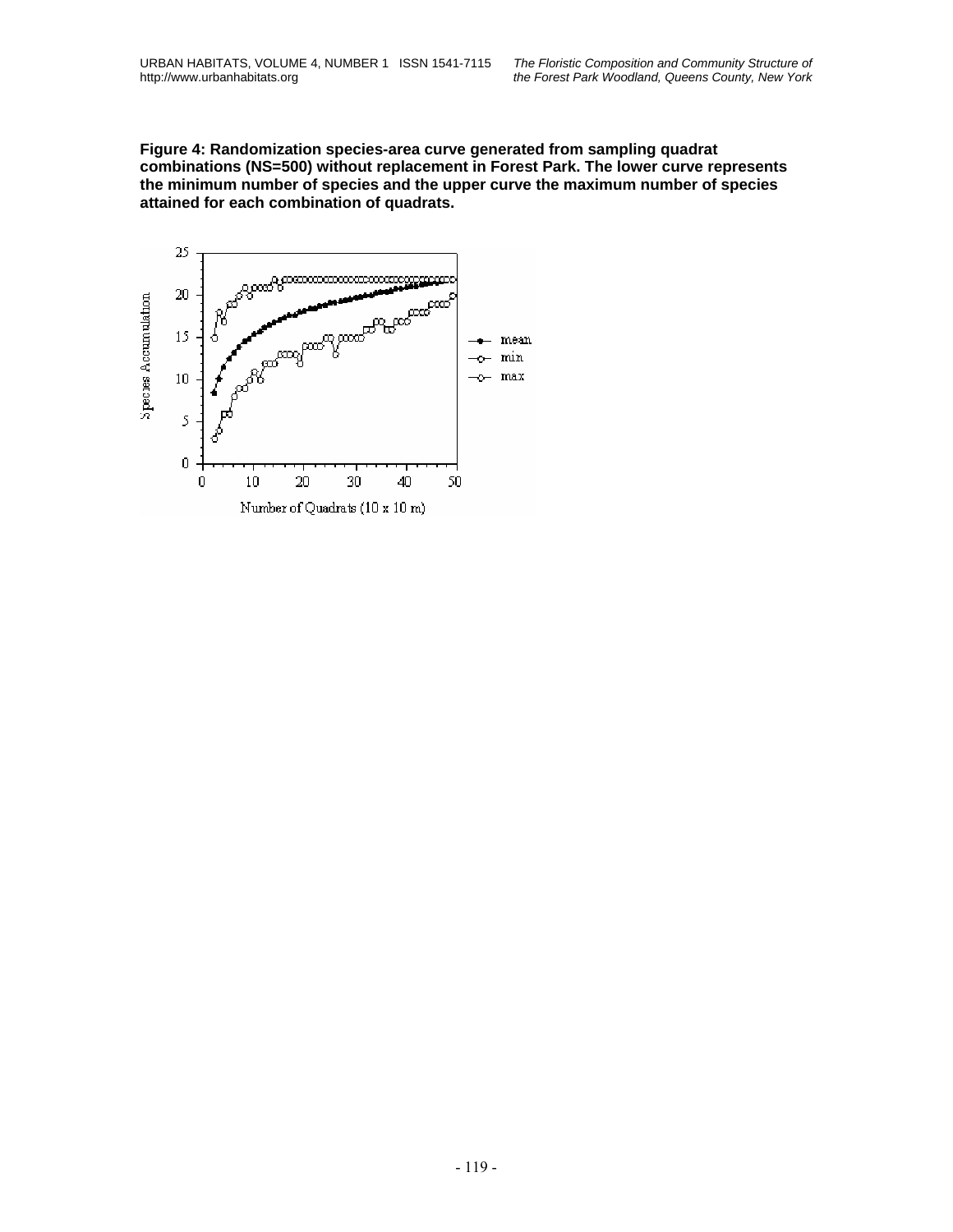**Figure 4: Randomization species-area curve generated from sampling quadrat combinations (NS=500) without replacement in Forest Park. The lower curve represents the minimum number of species and the upper curve the maximum number of species attained for each combination of quadrats.**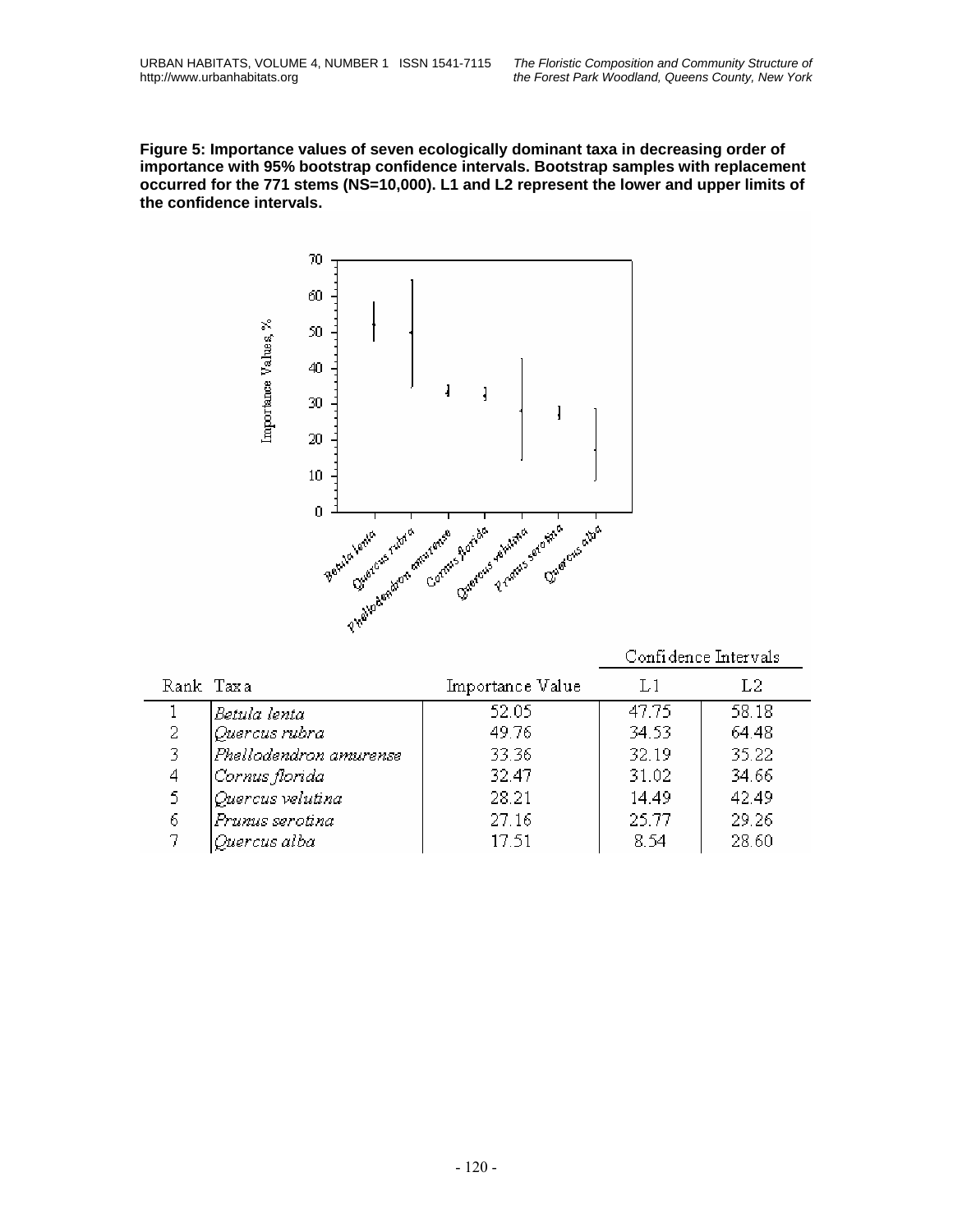**Figure 5: Importance values of seven ecologically dominant taxa in decreasing order of importance with 95% bootstrap confidence intervals. Bootstrap samples with replacement occurred for the 771 stems (NS=10,000). L1 and L2 represent the lower and upper limits of the confidence intervals.**

| Rank | Taxa | Importance Value | Confidence Intervals | |
|---|---|---|---|---|
| | | | L1 | L2 |
| 1 | *Betula lenta* | 52.05 | 47.75 | 58.18 |
| 2 | *Quercus rubra* | 49.76 | 34.53 | 64.48 |
| 3 | *Phellodendron amurense* | 33.36 | 32.19 | 35.22 |
| 4 | *Cornus florida* | 32.47 | 31.02 | 34.66 |
| 5 | *Quercus velutina* | 28.21 | 14.49 | 42.49 |
| 6 | *Prunus serotina* | 27.16 | 25.77 | 29.26 |
| 7 | *Quercus alba* | 17.51 | 8.54 | 28.60 |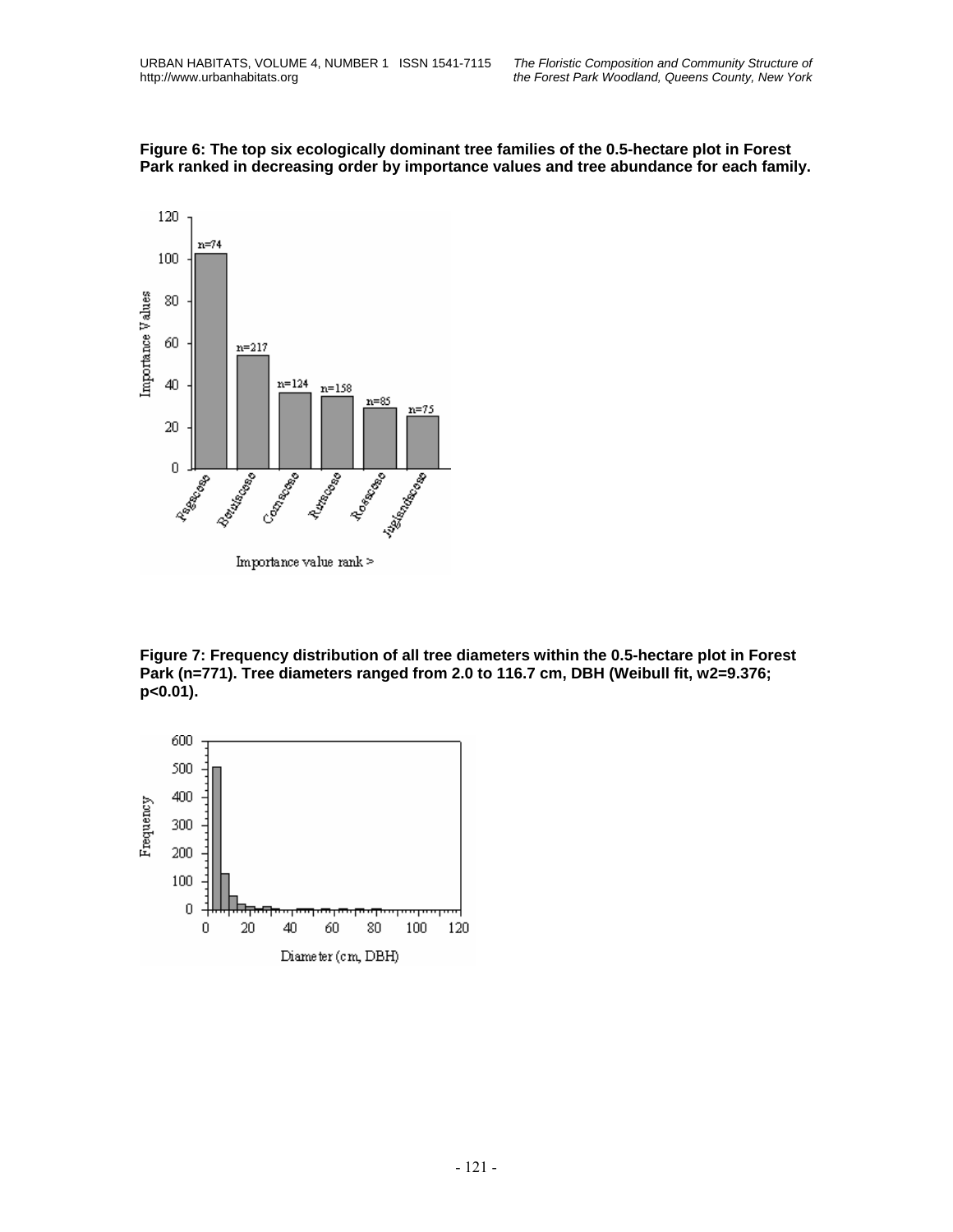**Figure 6: The top six ecologically dominant tree families of the 0.5-hectare plot in Forest Park ranked in decreasing order by importance values and tree abundance for each family.**

**Figure 7: Frequency distribution of all tree diameters within the 0.5-hectare plot in Forest Park (n=771). Tree diameters ranged from 2.0 to 116.7 cm, DBH (Weibull fit, w2=9.376; p<0.01).**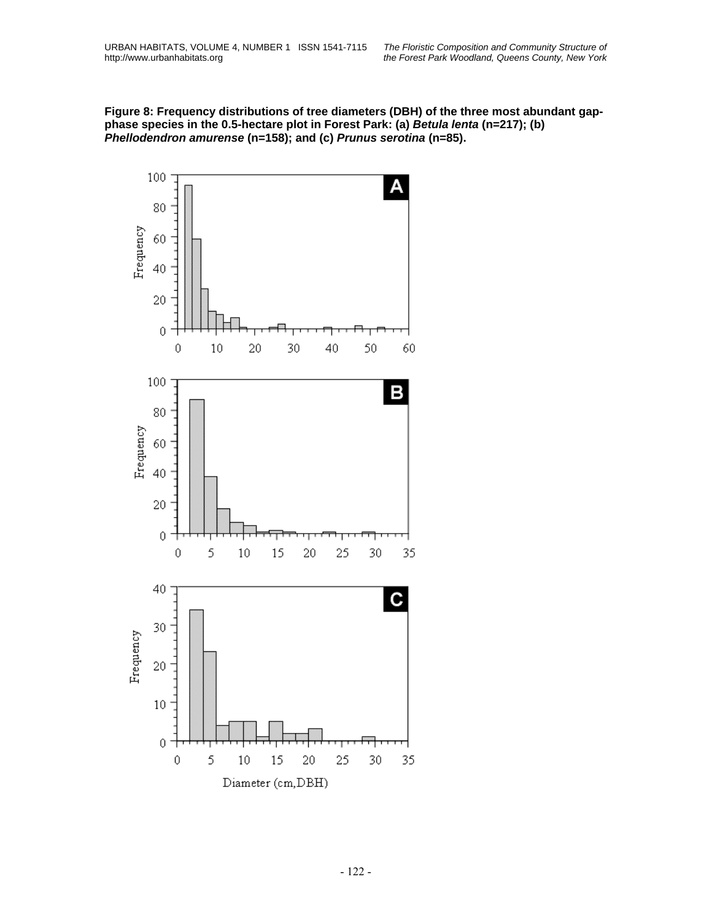**Figure 8: Frequency distributions of tree diameters (DBH) of the three most abundant gap-phase species in the 0.5-hectare plot in Forest Park: (a) *Betula lenta* (n=217); (b) *Phellodendron amurense* (n=158); and (c) *Prunus serotina* (n=85).**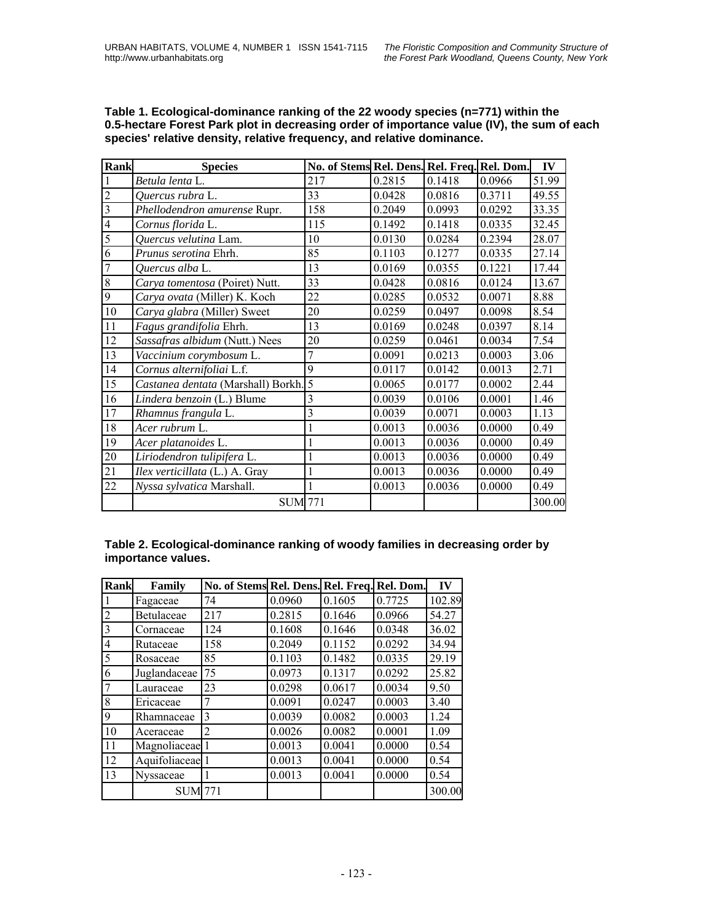**Table 1. Ecological-dominance ranking of the 22 woody species (n=771) within the 0.5-hectare Forest Park plot in decreasing order of importance value (IV), the sum of each species' relative density, relative frequency, and relative dominance.**

| Rank | Species | No. of Stems | Rel. Dens. | Rel. Freq. | Rel. Dom. | IV |
|---|---|---|---|---|---|---|
| 1 | *Betula lenta* L. | 217 | 0.2815 | 0.1418 | 0.0966 | 51.99 |
| 2 | *Quercus rubra* L. | 33 | 0.0428 | 0.0816 | 0.3711 | 49.55 |
| 3 | *Phellodendron amurense* Rupr. | 158 | 0.2049 | 0.0993 | 0.0292 | 33.35 |
| 4 | *Cornus florida* L. | 115 | 0.1492 | 0.1418 | 0.0335 | 32.45 |
| 5 | *Quercus velutina* Lam. | 10 | 0.0130 | 0.0284 | 0.2394 | 28.07 |
| 6 | *Prunus serotina* Ehrh. | 85 | 0.1103 | 0.1277 | 0.0335 | 27.14 |
| 7 | *Quercus alba* L. | 13 | 0.0169 | 0.0355 | 0.1221 | 17.44 |
| 8 | *Carya tomentosa* (Poiret) Nutt. | 33 | 0.0428 | 0.0816 | 0.0124 | 13.67 |
| 9 | *Carya ovata* (Miller) K. Koch | 22 | 0.0285 | 0.0532 | 0.0071 | 8.88 |
| 10 | *Carya glabra* (Miller) Sweet | 20 | 0.0259 | 0.0497 | 0.0098 | 8.54 |
| 11 | *Fagus grandifolia* Ehrh. | 13 | 0.0169 | 0.0248 | 0.0397 | 8.14 |
| 12 | *Sassafras albidum* (Nutt.) Nees | 20 | 0.0259 | 0.0461 | 0.0034 | 7.54 |
| 13 | *Vaccinium corymbosum* L. | 7 | 0.0091 | 0.0213 | 0.0003 | 3.06 |
| 14 | *Cornus alternifoliai* L.f. | 9 | 0.0117 | 0.0142 | 0.0013 | 2.71 |
| 15 | *Castanea dentata* (Marshall) Borkh. | 5 | 0.0065 | 0.0177 | 0.0002 | 2.44 |
| 16 | *Lindera benzoin* (L.) Blume | 3 | 0.0039 | 0.0106 | 0.0001 | 1.46 |
| 17 | *Rhamnus frangula* L. | 3 | 0.0039 | 0.0071 | 0.0003 | 1.13 |
| 18 | *Acer rubrum* L. | 1 | 0.0013 | 0.0036 | 0.0000 | 0.49 |
| 19 | *Acer platanoides* L. | 1 | 0.0013 | 0.0036 | 0.0000 | 0.49 |
| 20 | *Liriodendron tulipifera* L. | 1 | 0.0013 | 0.0036 | 0.0000 | 0.49 |
| 21 | *Ilex verticillata* (L.) A. Gray | 1 | 0.0013 | 0.0036 | 0.0000 | 0.49 |
| 22 | *Nyssa sylvatica* Marshall. | 1 | 0.0013 | 0.0036 | 0.0000 | 0.49 |
| | SUM | 771 | | | | 300.00 |

**Table 2. Ecological-dominance ranking of woody families in decreasing order by importance values.**

| Rank | Family | No. of Stems | Rel. Dens. | Rel. Freq. | Rel. Dom. | IV |
|---|---|---|---|---|---|---|
| 1 | Fagaceae | 74 | 0.0960 | 0.1605 | 0.7725 | 102.89 |
| 2 | Betulaceae | 217 | 0.2815 | 0.1646 | 0.0966 | 54.27 |
| 3 | Cornaceae | 124 | 0.1608 | 0.1646 | 0.0348 | 36.02 |
| 4 | Rutaceae | 158 | 0.2049 | 0.1152 | 0.0292 | 34.94 |
| 5 | Rosaceae | 85 | 0.1103 | 0.1482 | 0.0335 | 29.19 |
| 6 | Juglandaceae | 75 | 0.0973 | 0.1317 | 0.0292 | 25.82 |
| 7 | Lauraceae | 23 | 0.0298 | 0.0617 | 0.0034 | 9.50 |
| 8 | Ericaceae | 7 | 0.0091 | 0.0247 | 0.0003 | 3.40 |
| 9 | Rhamnaceae | 3 | 0.0039 | 0.0082 | 0.0003 | 1.24 |
| 10 | Aceraceae | 2 | 0.0026 | 0.0082 | 0.0001 | 1.09 |
| 11 | Magnoliaceae | 1 | 0.0013 | 0.0041 | 0.0000 | 0.54 |
| 12 | Aquifoliaceae | 1 | 0.0013 | 0.0041 | 0.0000 | 0.54 |
| 13 | Nyssaceae | 1 | 0.0013 | 0.0041 | 0.0000 | 0.54 |
| | SUM | 771 | | | | 300.00 |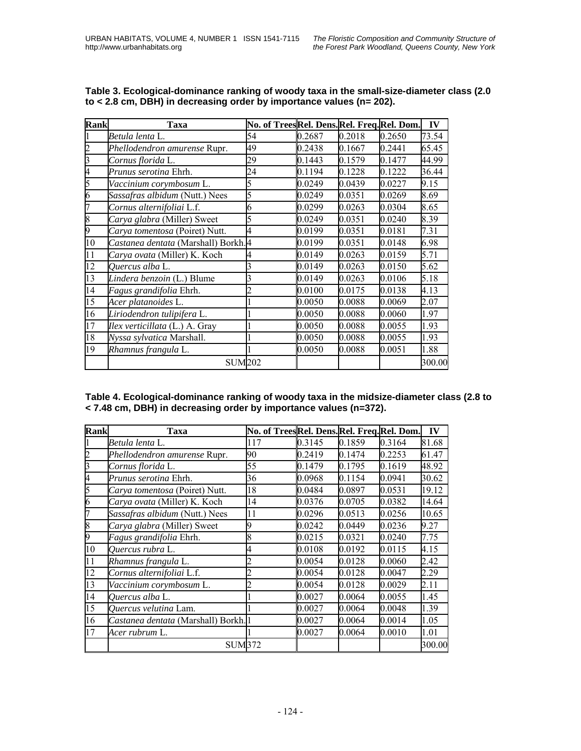**Table 3. Ecological-dominance ranking of woody taxa in the small-size-diameter class (2.0 to < 2.8 cm, DBH) in decreasing order by importance values (n= 202).**

| Rank | Taxa | No. of Trees | Rel. Dens. | Rel. Freq. | Rel. Dom. | IV |
|---|---|---|---|---|---|---|
| 1 | *Betula lenta* L. | 54 | 0.2687 | 0.2018 | 0.2650 | 73.54 |
| 2 | *Phellodendron amurense* Rupr. | 49 | 0.2438 | 0.1667 | 0.2441 | 65.45 |
| 3 | *Cornus florida* L. | 29 | 0.1443 | 0.1579 | 0.1477 | 44.99 |
| 4 | *Prunus serotina* Ehrh. | 24 | 0.1194 | 0.1228 | 0.1222 | 36.44 |
| 5 | *Vaccinium corymbosum* L. | 5 | 0.0249 | 0.0439 | 0.0227 | 9.15 |
| 6 | *Sassafras albidum* (Nutt.) Nees | 5 | 0.0249 | 0.0351 | 0.0269 | 8.69 |
| 7 | *Cornus alternifoliai* L.f. | 6 | 0.0299 | 0.0263 | 0.0304 | 8.65 |
| 8 | *Carya glabra* (Miller) Sweet | 5 | 0.0249 | 0.0351 | 0.0240 | 8.39 |
| 9 | *Carya tomentosa* (Poiret) Nutt. | 4 | 0.0199 | 0.0351 | 0.0181 | 7.31 |
| 10 | *Castanea dentata* (Marshall) Borkh. | 4 | 0.0199 | 0.0351 | 0.0148 | 6.98 |
| 11 | *Carya ovata* (Miller) K. Koch | 4 | 0.0149 | 0.0263 | 0.0159 | 5.71 |
| 12 | *Quercus alba* L. | 3 | 0.0149 | 0.0263 | 0.0150 | 5.62 |
| 13 | *Lindera benzoin* (L.) Blume | 3 | 0.0149 | 0.0263 | 0.0106 | 5.18 |
| 14 | *Fagus grandifolia* Ehrh. | 2 | 0.0100 | 0.0175 | 0.0138 | 4.13 |
| 15 | *Acer platanoides* L. | 1 | 0.0050 | 0.0088 | 0.0069 | 2.07 |
| 16 | *Liriodendron tulipifera* L. | 1 | 0.0050 | 0.0088 | 0.0060 | 1.97 |
| 17 | *Ilex verticillata* (L.) A. Gray | 1 | 0.0050 | 0.0088 | 0.0055 | 1.93 |
| 18 | *Nyssa sylvatica* Marshall. | 1 | 0.0050 | 0.0088 | 0.0055 | 1.93 |
| 19 | *Rhamnus frangula* L. | 1 | 0.0050 | 0.0088 | 0.0051 | 1.88 |
| | SUM | 202 | | | | 300.00 |

**Table 4. Ecological-dominance ranking of woody taxa in the midsize-diameter class (2.8 to < 7.48 cm, DBH) in decreasing order by importance values (n=372).**

| Rank | Taxa | No. of Trees | Rel. Dens. | Rel. Freq. | Rel. Dom. | IV |
|---|---|---|---|---|---|---|
| 1 | *Betula lenta* L. | 117 | 0.3145 | 0.1859 | 0.3164 | 81.68 |
| 2 | *Phellodendron amurense* Rupr. | 90 | 0.2419 | 0.1474 | 0.2253 | 61.47 |
| 3 | *Cornus florida* L. | 55 | 0.1479 | 0.1795 | 0.1619 | 48.92 |
| 4 | *Prunus serotina* Ehrh. | 36 | 0.0968 | 0.1154 | 0.0941 | 30.62 |
| 5 | *Carya tomentosa* (Poiret) Nutt. | 18 | 0.0484 | 0.0897 | 0.0531 | 19.12 |
| 6 | *Carya ovata* (Miller) K. Koch | 14 | 0.0376 | 0.0705 | 0.0382 | 14.64 |
| 7 | *Sassafras albidum* (Nutt.) Nees | 11 | 0.0296 | 0.0513 | 0.0256 | 10.65 |
| 8 | *Carya glabra* (Miller) Sweet | 9 | 0.0242 | 0.0449 | 0.0236 | 9.27 |
| 9 | *Fagus grandifolia* Ehrh. | 8 | 0.0215 | 0.0321 | 0.0240 | 7.75 |
| 10 | *Quercus rubra* L. | 4 | 0.0108 | 0.0192 | 0.0115 | 4.15 |
| 11 | *Rhamnus frangula* L. | 2 | 0.0054 | 0.0128 | 0.0060 | 2.42 |
| 12 | *Cornus alternifoliai* L.f. | 2 | 0.0054 | 0.0128 | 0.0047 | 2.29 |
| 13 | *Vaccinium corymbosum* L. | 2 | 0.0054 | 0.0128 | 0.0029 | 2.11 |
| 14 | *Quercus alba* L. | 1 | 0.0027 | 0.0064 | 0.0055 | 1.45 |
| 15 | *Quercus velutina* Lam. | 1 | 0.0027 | 0.0064 | 0.0048 | 1.39 |
| 16 | *Castanea dentata* (Marshall) Borkh. | 1 | 0.0027 | 0.0064 | 0.0014 | 1.05 |
| 17 | *Acer rubrum* L. | 1 | 0.0027 | 0.0064 | 0.0010 | 1.01 |
| | SUM | 372 | | | | 300.00 |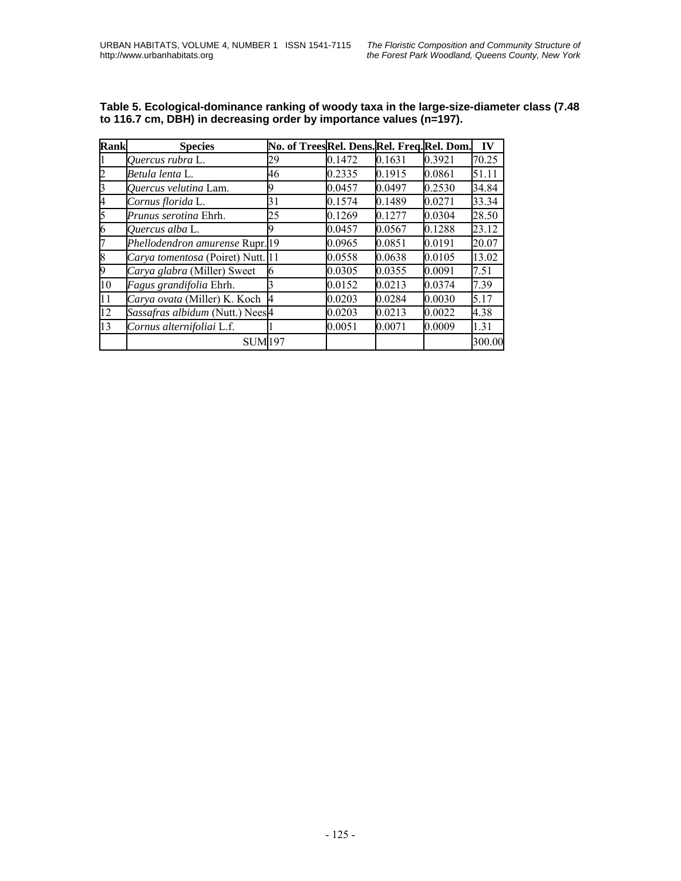**Table 5. Ecological-dominance ranking of woody taxa in the large-size-diameter class (7.48 to 116.7 cm, DBH) in decreasing order by importance values (n=197).**

| Rank | Species | No. of Trees | Rel. Dens. | Rel. Freq. | Rel. Dom. | IV |
|---|---|---|---|---|---|---|
| 1 | *Quercus rubra* L. | 29 | 0.1472 | 0.1631 | 0.3921 | 70.25 |
| 2 | *Betula lenta* L. | 46 | 0.2335 | 0.1915 | 0.0861 | 51.11 |
| 3 | *Quercus velutina* Lam. | 9 | 0.0457 | 0.0497 | 0.2530 | 34.84 |
| 4 | *Cornus florida* L. | 31 | 0.1574 | 0.1489 | 0.0271 | 33.34 |
| 5 | *Prunus serotina* Ehrh. | 25 | 0.1269 | 0.1277 | 0.0304 | 28.50 |
| 6 | *Quercus alba* L. | 9 | 0.0457 | 0.0567 | 0.1288 | 23.12 |
| 7 | *Phellodendron amurense* Rupr. | 19 | 0.0965 | 0.0851 | 0.0191 | 20.07 |
| 8 | *Carya tomentosa* (Poiret) Nutt. | 11 | 0.0558 | 0.0638 | 0.0105 | 13.02 |
| 9 | *Carya glabra* (Miller) Sweet | 6 | 0.0305 | 0.0355 | 0.0091 | 7.51 |
| 10 | *Fagus grandifolia* Ehrh. | 3 | 0.0152 | 0.0213 | 0.0374 | 7.39 |
| 11 | *Carya ovata* (Miller) K. Koch | 4 | 0.0203 | 0.0284 | 0.0030 | 5.17 |
| 12 | *Sassafras albidum* (Nutt.) Nees | 4 | 0.0203 | 0.0213 | 0.0022 | 4.38 |
| 13 | *Cornus alternifoliai* L.f. | 1 | 0.0051 | 0.0071 | 0.0009 | 1.31 |
| | SUM | 197 | | | | 300.00 |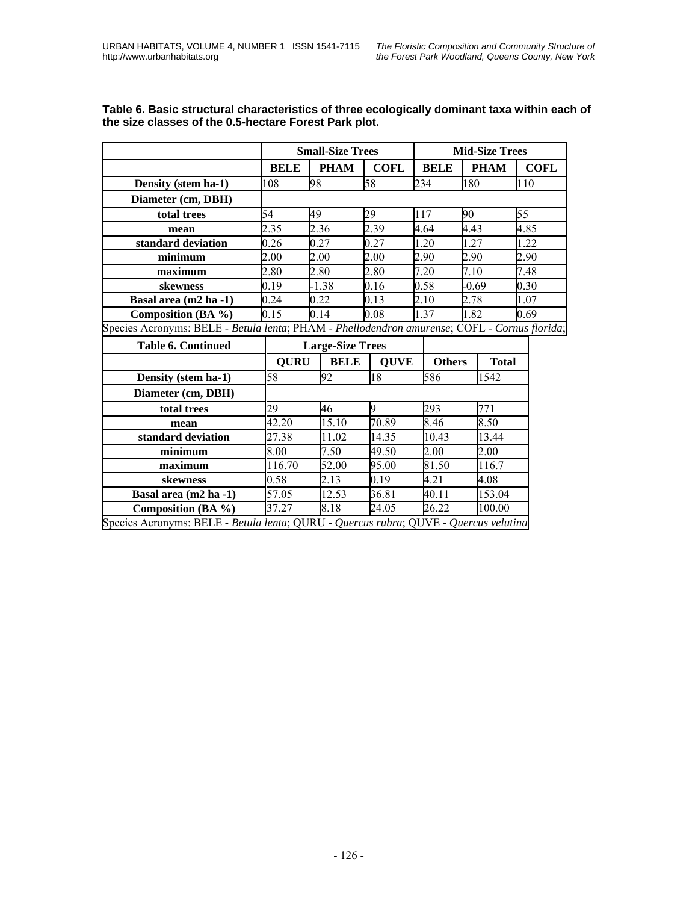**Table 6. Basic structural characteristics of three ecologically dominant taxa within each of the size classes of the 0.5-hectare Forest Park plot.**

| | Small-Size Trees | | | Mid-Size Trees | | |
|---|---|---|---|---|---|---|
| | BELE | PHAM | COFL | BELE | PHAM | COFL |
| Density (stem ha-1) | 108 | 98 | 58 | 234 | 180 | 110 |
| Diameter (cm, DBH) | | | | | | |
| total trees | 54 | 49 | 29 | 117 | 90 | 55 |
| mean | 2.35 | 2.36 | 2.39 | 4.64 | 4.43 | 4.85 |
| standard deviation | 0.26 | 0.27 | 0.27 | 1.20 | 1.27 | 1.22 |
| minimum | 2.00 | 2.00 | 2.00 | 2.90 | 2.90 | 2.90 |
| maximum | 2.80 | 2.80 | 2.80 | 7.20 | 7.10 | 7.48 |
| skewness | 0.19 | -1.38 | 0.16 | 0.58 | -0.69 | 0.30 |
| Basal area (m2 ha -1) | 0.24 | 0.22 | 0.13 | 2.10 | 2.78 | 1.07 |
| Composition (BA %) | 0.15 | 0.14 | 0.08 | 1.37 | 1.82 | 0.69 |

Species Acronyms: BELE - *Betula lenta*; PHAM - *Phellodendron amurense*; COFL - *Cornus florida*;

| Table 6. Continued | Large-Size Trees | | | | |
|---|---|---|---|---|---|
| | QURU | BELE | QUVE | Others | Total |
| Density (stem ha-1) | 58 | 92 | 18 | 586 | 1542 |
| Diameter (cm, DBH) | | | | | |
| total trees | 29 | 46 | 9 | 293 | 771 |
| mean | 42.20 | 15.10 | 70.89 | 8.46 | 8.50 |
| standard deviation | 27.38 | 11.02 | 14.35 | 10.43 | 13.44 |
| minimum | 8.00 | 7.50 | 49.50 | 2.00 | 2.00 |
| maximum | 116.70 | 52.00 | 95.00 | 81.50 | 116.7 |
| skewness | 0.58 | 2.13 | 0.19 | 4.21 | 4.08 |
| Basal area (m2 ha -1) | 57.05 | 12.53 | 36.81 | 40.11 | 153.04 |
| Composition (BA %) | 37.27 | 8.18 | 24.05 | 26.22 | 100.00 |

Species Acronyms: BELE - *Betula lenta*; QURU - *Quercus rubra*; QUVE - *Quercus velutina*